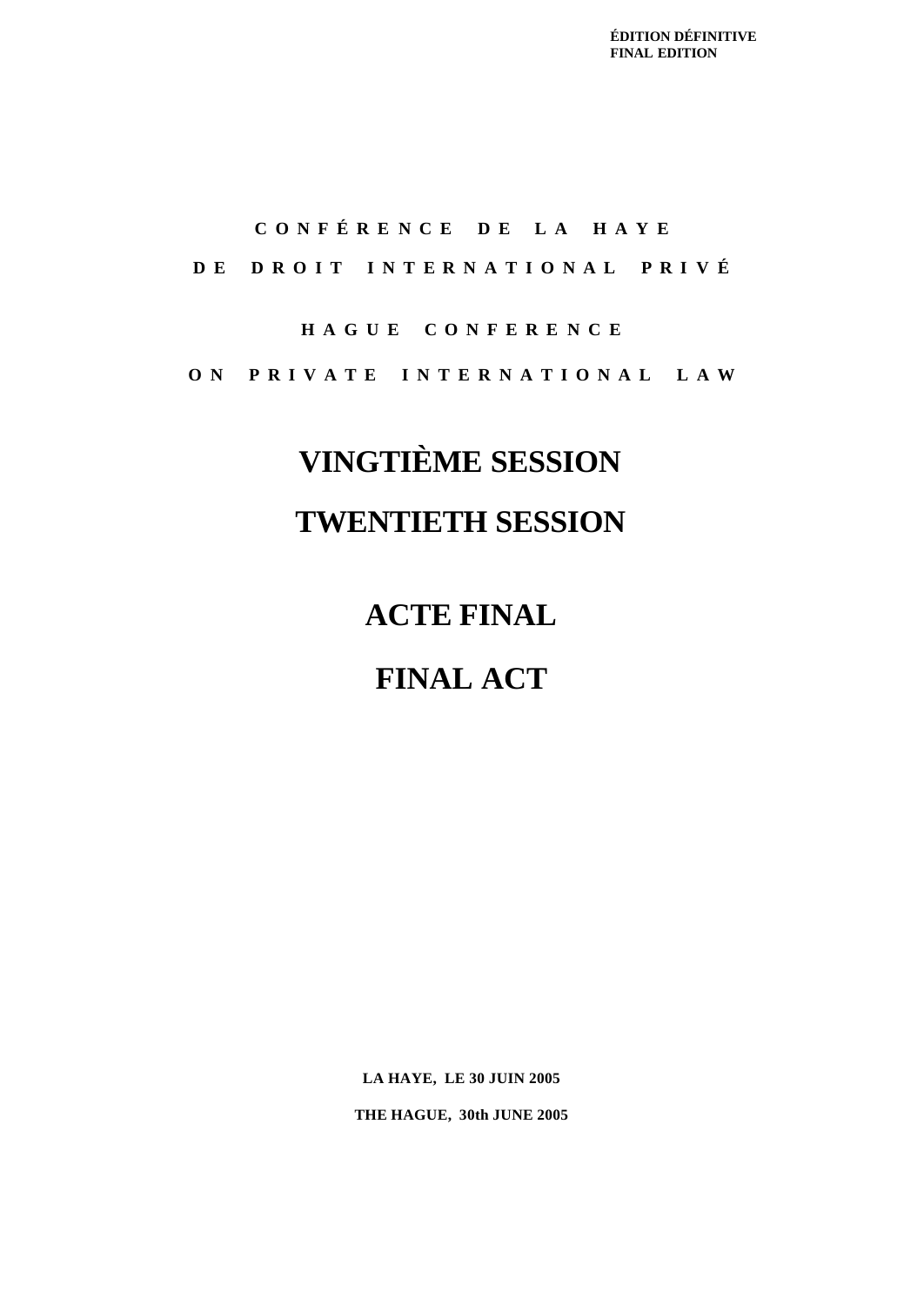**ÉDITION DÉFINITIVE**
**FINAL EDITION**

**CONFÉRENCE DE LA HAYE**

**DE DROIT INTERNATIONAL PRIVÉ**

**HAGUE CONFERENCE**

**ON PRIVATE INTERNATIONAL LAW**

# VINGTIÈME SESSION

# TWENTIETH SESSION

# ACTE FINAL

# FINAL ACT

**LA HAYE, LE 30 JUIN 2005**

**THE HAGUE, 30th JUNE 2005**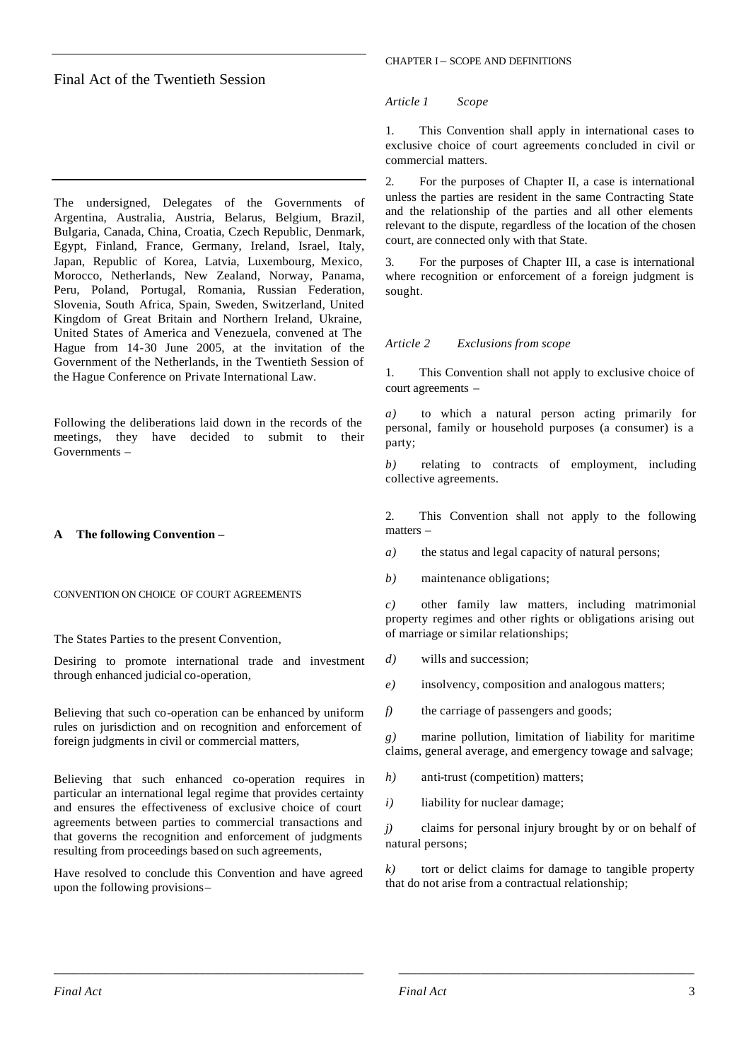# Final Act of the Twentieth Session

The undersigned, Delegates of the Governments of Argentina, Australia, Austria, Belarus, Belgium, Brazil, Bulgaria, Canada, China, Croatia, Czech Republic, Denmark, Egypt, Finland, France, Germany, Ireland, Israel, Italy, Japan, Republic of Korea, Latvia, Luxembourg, Mexico, Morocco, Netherlands, New Zealand, Norway, Panama, Peru, Poland, Portugal, Romania, Russian Federation, Slovenia, South Africa, Spain, Sweden, Switzerland, United Kingdom of Great Britain and Northern Ireland, Ukraine, United States of America and Venezuela, convened at The Hague from 14-30 June 2005, at the invitation of the Government of the Netherlands, in the Twentieth Session of the Hague Conference on Private International Law.

Following the deliberations laid down in the records of the meetings, they have decided to submit to their Governments –

**A The following Convention –**

CONVENTION ON CHOICE OF COURT AGREEMENTS

The States Parties to the present Convention,

Desiring to promote international trade and investment through enhanced judicial co-operation,

Believing that such co-operation can be enhanced by uniform rules on jurisdiction and on recognition and enforcement of foreign judgments in civil or commercial matters,

Believing that such enhanced co-operation requires in particular an international legal regime that provides certainty and ensures the effectiveness of exclusive choice of court agreements between parties to commercial transactions and that governs the recognition and enforcement of judgments resulting from proceedings based on such agreements,

Have resolved to conclude this Convention and have agreed upon the following provisions –

CHAPTER I – SCOPE AND DEFINITIONS

*Article 1 Scope*

1. This Convention shall apply in international cases to exclusive choice of court agreements concluded in civil or commercial matters.

2. For the purposes of Chapter II, a case is international unless the parties are resident in the same Contracting State and the relationship of the parties and all other elements relevant to the dispute, regardless of the location of the chosen court, are connected only with that State.

3. For the purposes of Chapter III, a case is international where recognition or enforcement of a foreign judgment is sought.

*Article 2 Exclusions from scope*

1. This Convention shall not apply to exclusive choice of court agreements –

*a)* to which a natural person acting primarily for personal, family or household purposes (a consumer) is a party;

*b)* relating to contracts of employment, including collective agreements.

2. This Convention shall not apply to the following matters –

*a)* the status and legal capacity of natural persons;

*b)* maintenance obligations;

*c)* other family law matters, including matrimonial property regimes and other rights or obligations arising out of marriage or similar relationships;

*d)* wills and succession;

*e)* insolvency, composition and analogous matters;

*f)* the carriage of passengers and goods;

*g)* marine pollution, limitation of liability for maritime claims, general average, and emergency towage and salvage;

*h)* anti-trust (competition) matters;

*i)* liability for nuclear damage;

*j)* claims for personal injury brought by or on behalf of natural persons;

*k)* tort or delict claims for damage to tangible property that do not arise from a contractual relationship;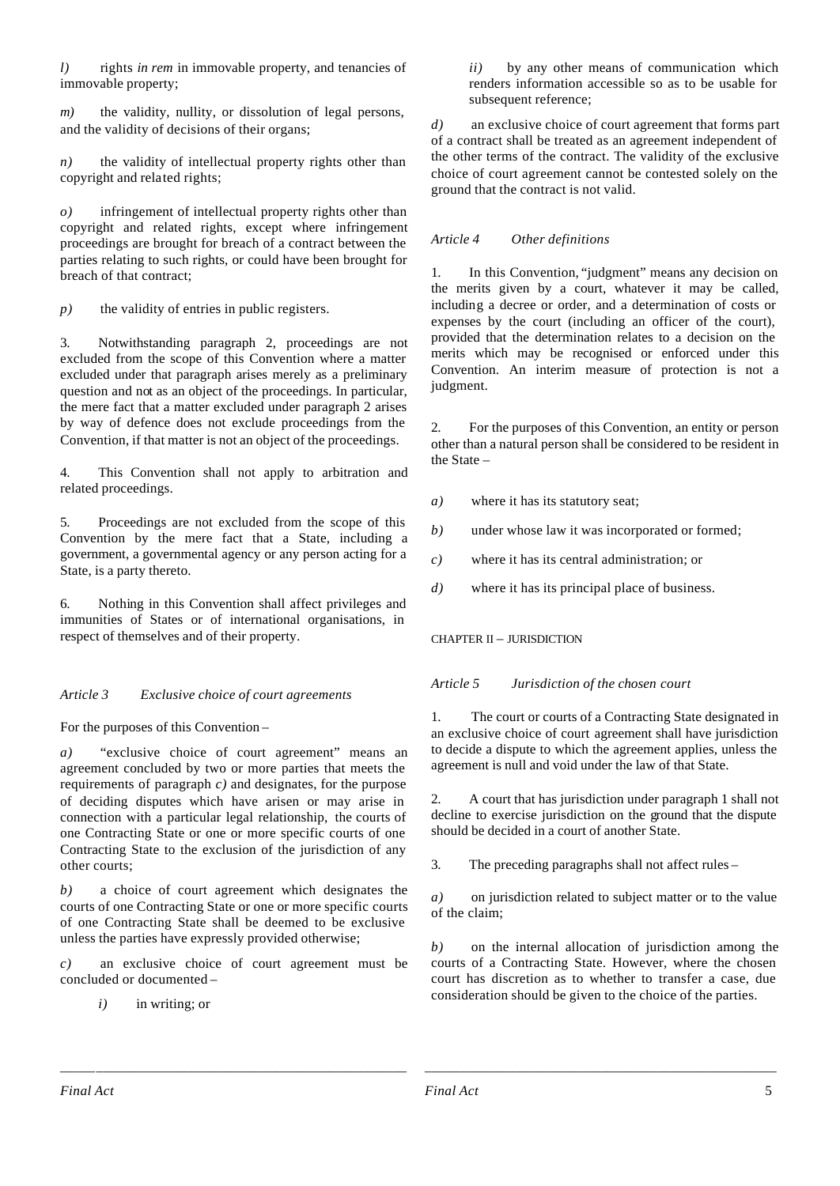*l)* rights *in rem* in immovable property, and tenancies of immovable property;

*m)* the validity, nullity, or dissolution of legal persons, and the validity of decisions of their organs;

*n)* the validity of intellectual property rights other than copyright and related rights;

*o)* infringement of intellectual property rights other than copyright and related rights, except where infringement proceedings are brought for breach of a contract between the parties relating to such rights, or could have been brought for breach of that contract;

*p)* the validity of entries in public registers.

3. Notwithstanding paragraph 2, proceedings are not excluded from the scope of this Convention where a matter excluded under that paragraph arises merely as a preliminary question and not as an object of the proceedings. In particular, the mere fact that a matter excluded under paragraph 2 arises by way of defence does not exclude proceedings from the Convention, if that matter is not an object of the proceedings.

4. This Convention shall not apply to arbitration and related proceedings.

5. Proceedings are not excluded from the scope of this Convention by the mere fact that a State, including a government, a governmental agency or any person acting for a State, is a party thereto.

6. Nothing in this Convention shall affect privileges and immunities of States or of international organisations, in respect of themselves and of their property.

### *Article 3 Exclusive choice of court agreements*

For the purposes of this Convention –

*a)* "exclusive choice of court agreement" means an agreement concluded by two or more parties that meets the requirements of paragraph *c)* and designates, for the purpose of deciding disputes which have arisen or may arise in connection with a particular legal relationship, the courts of one Contracting State or one or more specific courts of one Contracting State to the exclusion of the jurisdiction of any other courts;

*b)* a choice of court agreement which designates the courts of one Contracting State or one or more specific courts of one Contracting State shall be deemed to be exclusive unless the parties have expressly provided otherwise;

*c)* an exclusive choice of court agreement must be concluded or documented –

*i)* in writing; or

*ii)* by any other means of communication which renders information accessible so as to be usable for subsequent reference;

*d)* an exclusive choice of court agreement that forms part of a contract shall be treated as an agreement independent of the other terms of the contract. The validity of the exclusive choice of court agreement cannot be contested solely on the ground that the contract is not valid.

### *Article 4 Other definitions*

1. In this Convention, "judgment" means any decision on the merits given by a court, whatever it may be called, including a decree or order, and a determination of costs or expenses by the court (including an officer of the court), provided that the determination relates to a decision on the merits which may be recognised or enforced under this Convention. An interim measure of protection is not a judgment.

2. For the purposes of this Convention, an entity or person other than a natural person shall be considered to be resident in the State –

*a)* where it has its statutory seat;

*b)* under whose law it was incorporated or formed;

*c)* where it has its central administration; or

*d)* where it has its principal place of business.

## CHAPTER II – JURISDICTION

### *Article 5 Jurisdiction of the chosen court*

1. The court or courts of a Contracting State designated in an exclusive choice of court agreement shall have jurisdiction to decide a dispute to which the agreement applies, unless the agreement is null and void under the law of that State.

2. A court that has jurisdiction under paragraph 1 shall not decline to exercise jurisdiction on the ground that the dispute should be decided in a court of another State.

3. The preceding paragraphs shall not affect rules –

*a)* on jurisdiction related to subject matter or to the value of the claim;

*b)* on the internal allocation of jurisdiction among the courts of a Contracting State. However, where the chosen court has discretion as to whether to transfer a case, due consideration should be given to the choice of the parties.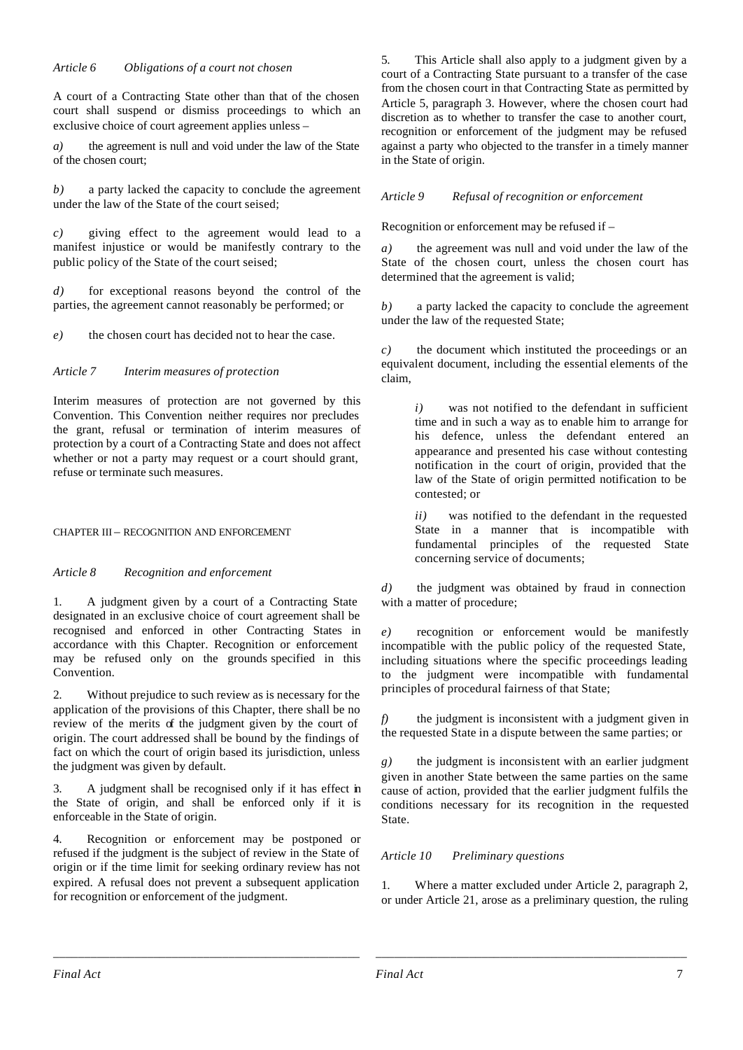### *Article 6 Obligations of a court not chosen*

A court of a Contracting State other than that of the chosen court shall suspend or dismiss proceedings to which an exclusive choice of court agreement applies unless –

*a)* the agreement is null and void under the law of the State of the chosen court;

*b)* a party lacked the capacity to conclude the agreement under the law of the State of the court seised;

*c)* giving effect to the agreement would lead to a manifest injustice or would be manifestly contrary to the public policy of the State of the court seised;

*d)* for exceptional reasons beyond the control of the parties, the agreement cannot reasonably be performed; or

*e)* the chosen court has decided not to hear the case.

### *Article 7 Interim measures of protection*

Interim measures of protection are not governed by this Convention. This Convention neither requires nor precludes the grant, refusal or termination of interim measures of protection by a court of a Contracting State and does not affect whether or not a party may request or a court should grant, refuse or terminate such measures.

## CHAPTER III – RECOGNITION AND ENFORCEMENT

### *Article 8 Recognition and enforcement*

1. A judgment given by a court of a Contracting State designated in an exclusive choice of court agreement shall be recognised and enforced in other Contracting States in accordance with this Chapter. Recognition or enforcement may be refused only on the grounds specified in this Convention.

2. Without prejudice to such review as is necessary for the application of the provisions of this Chapter, there shall be no review of the merits of the judgment given by the court of origin. The court addressed shall be bound by the findings of fact on which the court of origin based its jurisdiction, unless the judgment was given by default.

3. A judgment shall be recognised only if it has effect in the State of origin, and shall be enforced only if it is enforceable in the State of origin.

4. Recognition or enforcement may be postponed or refused if the judgment is the subject of review in the State of origin or if the time limit for seeking ordinary review has not expired. A refusal does not prevent a subsequent application for recognition or enforcement of the judgment.

5. This Article shall also apply to a judgment given by a court of a Contracting State pursuant to a transfer of the case from the chosen court in that Contracting State as permitted by Article 5, paragraph 3. However, where the chosen court had discretion as to whether to transfer the case to another court, recognition or enforcement of the judgment may be refused against a party who objected to the transfer in a timely manner in the State of origin.

### *Article 9 Refusal of recognition or enforcement*

Recognition or enforcement may be refused if –

*a)* the agreement was null and void under the law of the State of the chosen court, unless the chosen court has determined that the agreement is valid;

*b)* a party lacked the capacity to conclude the agreement under the law of the requested State;

*c)* the document which instituted the proceedings or an equivalent document, including the essential elements of the claim,

> *i)* was not notified to the defendant in sufficient time and in such a way as to enable him to arrange for his defence, unless the defendant entered an appearance and presented his case without contesting notification in the court of origin, provided that the law of the State of origin permitted notification to be contested; or
>
> *ii)* was notified to the defendant in the requested State in a manner that is incompatible with fundamental principles of the requested State concerning service of documents;

*d)* the judgment was obtained by fraud in connection with a matter of procedure;

*e)* recognition or enforcement would be manifestly incompatible with the public policy of the requested State, including situations where the specific proceedings leading to the judgment were incompatible with fundamental principles of procedural fairness of that State;

*f)* the judgment is inconsistent with a judgment given in the requested State in a dispute between the same parties; or

*g)* the judgment is inconsistent with an earlier judgment given in another State between the same parties on the same cause of action, provided that the earlier judgment fulfils the conditions necessary for its recognition in the requested State.

### *Article 10 Preliminary questions*

1. Where a matter excluded under Article 2, paragraph 2, or under Article 21, arose as a preliminary question, the ruling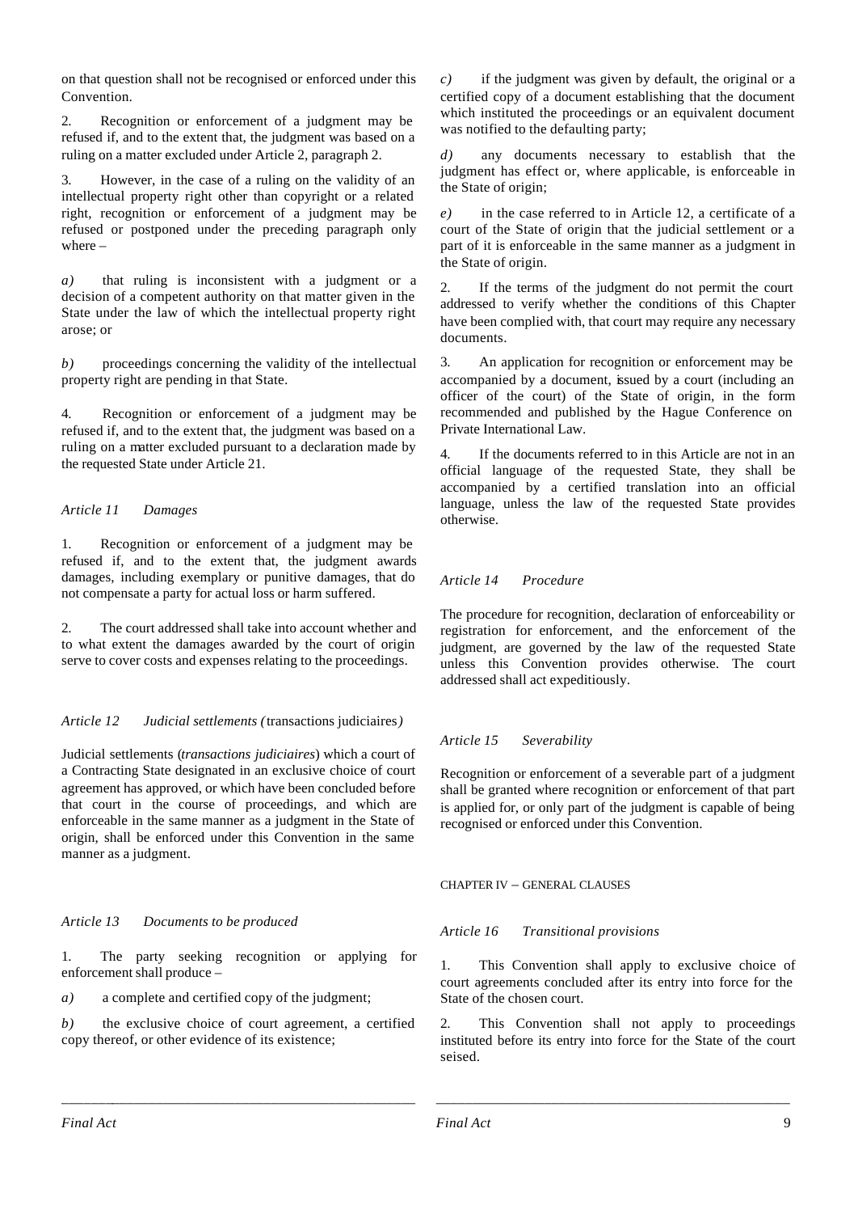on that question shall not be recognised or enforced under this Convention.

2. Recognition or enforcement of a judgment may be refused if, and to the extent that, the judgment was based on a ruling on a matter excluded under Article 2, paragraph 2.

3. However, in the case of a ruling on the validity of an intellectual property right other than copyright or a related right, recognition or enforcement of a judgment may be refused or postponed under the preceding paragraph only where –

*a)* that ruling is inconsistent with a judgment or a decision of a competent authority on that matter given in the State under the law of which the intellectual property right arose; or

*b)* proceedings concerning the validity of the intellectual property right are pending in that State.

4. Recognition or enforcement of a judgment may be refused if, and to the extent that, the judgment was based on a ruling on a matter excluded pursuant to a declaration made by the requested State under Article 21.

### *Article 11 Damages*

1. Recognition or enforcement of a judgment may be refused if, and to the extent that, the judgment awards damages, including exemplary or punitive damages, that do not compensate a party for actual loss or harm suffered.

2. The court addressed shall take into account whether and to what extent the damages awarded by the court of origin serve to cover costs and expenses relating to the proceedings.

### *Article 12 Judicial settlements (*transactions judiciaires*)*

Judicial settlements (*transactions judiciaires*) which a court of a Contracting State designated in an exclusive choice of court agreement has approved, or which have been concluded before that court in the course of proceedings, and which are enforceable in the same manner as a judgment in the State of origin, shall be enforced under this Convention in the same manner as a judgment.

### *Article 13 Documents to be produced*

1. The party seeking recognition or applying for enforcement shall produce –

*a)* a complete and certified copy of the judgment;

*b)* the exclusive choice of court agreement, a certified copy thereof, or other evidence of its existence;

*c)* if the judgment was given by default, the original or a certified copy of a document establishing that the document which instituted the proceedings or an equivalent document was notified to the defaulting party;

*d)* any documents necessary to establish that the judgment has effect or, where applicable, is enforceable in the State of origin;

*e)* in the case referred to in Article 12, a certificate of a court of the State of origin that the judicial settlement or a part of it is enforceable in the same manner as a judgment in the State of origin.

2. If the terms of the judgment do not permit the court addressed to verify whether the conditions of this Chapter have been complied with, that court may require any necessary documents.

3. An application for recognition or enforcement may be accompanied by a document, issued by a court (including an officer of the court) of the State of origin, in the form recommended and published by the Hague Conference on Private International Law.

4. If the documents referred to in this Article are not in an official language of the requested State, they shall be accompanied by a certified translation into an official language, unless the law of the requested State provides otherwise.

### *Article 14 Procedure*

The procedure for recognition, declaration of enforceability or registration for enforcement, and the enforcement of the judgment, are governed by the law of the requested State unless this Convention provides otherwise. The court addressed shall act expeditiously.

### *Article 15 Severability*

Recognition or enforcement of a severable part of a judgment shall be granted where recognition or enforcement of that part is applied for, or only part of the judgment is capable of being recognised or enforced under this Convention.

## CHAPTER IV – GENERAL CLAUSES

### *Article 16 Transitional provisions*

1. This Convention shall apply to exclusive choice of court agreements concluded after its entry into force for the State of the chosen court.

2. This Convention shall not apply to proceedings instituted before its entry into force for the State of the court seised.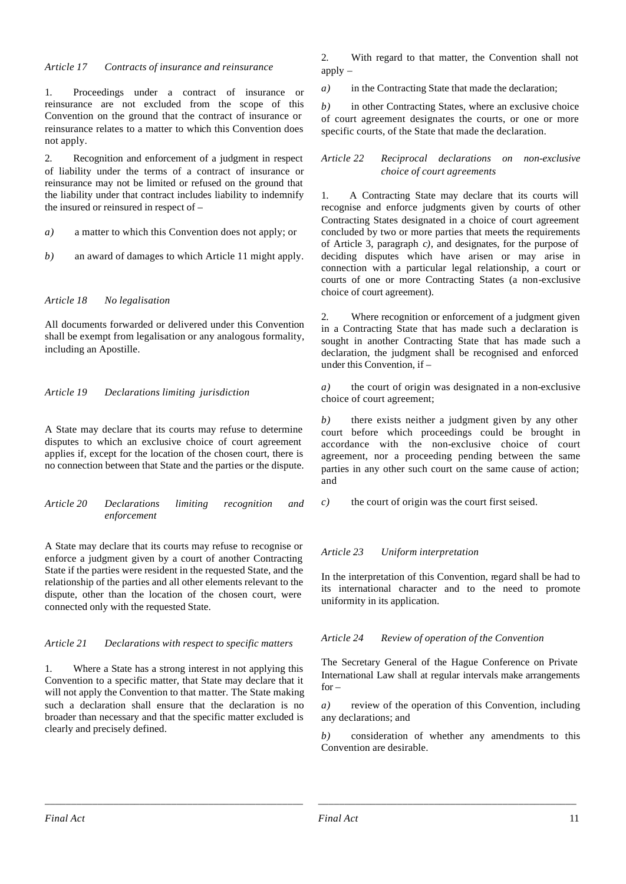*Article 17 Contracts of insurance and reinsurance*

1. Proceedings under a contract of insurance or reinsurance are not excluded from the scope of this Convention on the ground that the contract of insurance or reinsurance relates to a matter to which this Convention does not apply.

2. Recognition and enforcement of a judgment in respect of liability under the terms of a contract of insurance or reinsurance may not be limited or refused on the ground that the liability under that contract includes liability to indemnify the insured or reinsured in respect of –

*a)* a matter to which this Convention does not apply; or

*b)* an award of damages to which Article 11 might apply.

*Article 18 No legalisation*

All documents forwarded or delivered under this Convention shall be exempt from legalisation or any analogous formality, including an Apostille.

*Article 19 Declarations limiting jurisdiction*

A State may declare that its courts may refuse to determine disputes to which an exclusive choice of court agreement applies if, except for the location of the chosen court, there is no connection between that State and the parties or the dispute.

*Article 20 Declarations limiting recognition and enforcement*

A State may declare that its courts may refuse to recognise or enforce a judgment given by a court of another Contracting State if the parties were resident in the requested State, and the relationship of the parties and all other elements relevant to the dispute, other than the location of the chosen court, were connected only with the requested State.

*Article 21 Declarations with respect to specific matters*

1. Where a State has a strong interest in not applying this Convention to a specific matter, that State may declare that it will not apply the Convention to that matter. The State making such a declaration shall ensure that the declaration is no broader than necessary and that the specific matter excluded is clearly and precisely defined.

2. With regard to that matter, the Convention shall not apply –

*a)* in the Contracting State that made the declaration;

*b)* in other Contracting States, where an exclusive choice of court agreement designates the courts, or one or more specific courts, of the State that made the declaration.

*Article 22 Reciprocal declarations on non-exclusive choice of court agreements*

1. A Contracting State may declare that its courts will recognise and enforce judgments given by courts of other Contracting States designated in a choice of court agreement concluded by two or more parties that meets the requirements of Article 3, paragraph *c)*, and designates, for the purpose of deciding disputes which have arisen or may arise in connection with a particular legal relationship, a court or courts of one or more Contracting States (a non-exclusive choice of court agreement).

2. Where recognition or enforcement of a judgment given in a Contracting State that has made such a declaration is sought in another Contracting State that has made such a declaration, the judgment shall be recognised and enforced under this Convention, if –

*a)* the court of origin was designated in a non-exclusive choice of court agreement;

*b)* there exists neither a judgment given by any other court before which proceedings could be brought in accordance with the non-exclusive choice of court agreement, nor a proceeding pending between the same parties in any other such court on the same cause of action; and

*c)* the court of origin was the court first seised.

*Article 23 Uniform interpretation*

In the interpretation of this Convention, regard shall be had to its international character and to the need to promote uniformity in its application.

*Article 24 Review of operation of the Convention*

The Secretary General of the Hague Conference on Private International Law shall at regular intervals make arrangements for –

*a)* review of the operation of this Convention, including any declarations; and

*b)* consideration of whether any amendments to this Convention are desirable.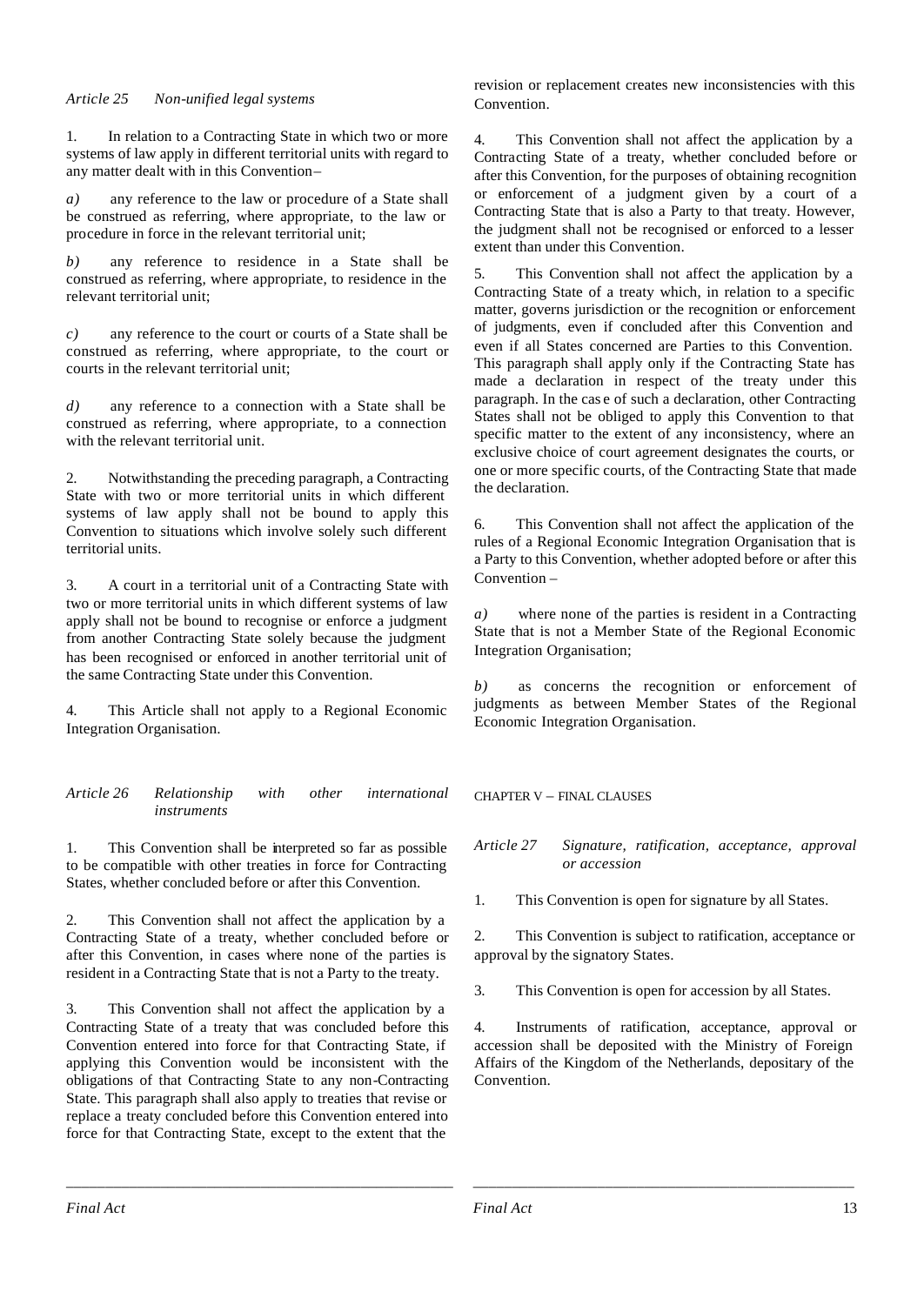*Article 25 Non-unified legal systems*

1. In relation to a Contracting State in which two or more systems of law apply in different territorial units with regard to any matter dealt with in this Convention –

*a)* any reference to the law or procedure of a State shall be construed as referring, where appropriate, to the law or procedure in force in the relevant territorial unit;

*b)* any reference to residence in a State shall be construed as referring, where appropriate, to residence in the relevant territorial unit;

*c)* any reference to the court or courts of a State shall be construed as referring, where appropriate, to the court or courts in the relevant territorial unit;

*d)* any reference to a connection with a State shall be construed as referring, where appropriate, to a connection with the relevant territorial unit.

2. Notwithstanding the preceding paragraph, a Contracting State with two or more territorial units in which different systems of law apply shall not be bound to apply this Convention to situations which involve solely such different territorial units.

3. A court in a territorial unit of a Contracting State with two or more territorial units in which different systems of law apply shall not be bound to recognise or enforce a judgment from another Contracting State solely because the judgment has been recognised or enforced in another territorial unit of the same Contracting State under this Convention.

4. This Article shall not apply to a Regional Economic Integration Organisation.

*Article 26 Relationship with other international instruments*

1. This Convention shall be interpreted so far as possible to be compatible with other treaties in force for Contracting States, whether concluded before or after this Convention.

2. This Convention shall not affect the application by a Contracting State of a treaty, whether concluded before or after this Convention, in cases where none of the parties is resident in a Contracting State that is not a Party to the treaty.

3. This Convention shall not affect the application by a Contracting State of a treaty that was concluded before this Convention entered into force for that Contracting State, if applying this Convention would be inconsistent with the obligations of that Contracting State to any non-Contracting State. This paragraph shall also apply to treaties that revise or replace a treaty concluded before this Convention entered into force for that Contracting State, except to the extent that the revision or replacement creates new inconsistencies with this Convention.

4. This Convention shall not affect the application by a Contracting State of a treaty, whether concluded before or after this Convention, for the purposes of obtaining recognition or enforcement of a judgment given by a court of a Contracting State that is also a Party to that treaty. However, the judgment shall not be recognised or enforced to a lesser extent than under this Convention.

5. This Convention shall not affect the application by a Contracting State of a treaty which, in relation to a specific matter, governs jurisdiction or the recognition or enforcement of judgments, even if concluded after this Convention and even if all States concerned are Parties to this Convention. This paragraph shall apply only if the Contracting State has made a declaration in respect of the treaty under this paragraph. In the case of such a declaration, other Contracting States shall not be obliged to apply this Convention to that specific matter to the extent of any inconsistency, where an exclusive choice of court agreement designates the courts, or one or more specific courts, of the Contracting State that made the declaration.

6. This Convention shall not affect the application of the rules of a Regional Economic Integration Organisation that is a Party to this Convention, whether adopted before or after this Convention –

*a)* where none of the parties is resident in a Contracting State that is not a Member State of the Regional Economic Integration Organisation;

*b)* as concerns the recognition or enforcement of judgments as between Member States of the Regional Economic Integration Organisation.

## CHAPTER V – FINAL CLAUSES

*Article 27 Signature, ratification, acceptance, approval or accession*

1. This Convention is open for signature by all States.

2. This Convention is subject to ratification, acceptance or approval by the signatory States.

3. This Convention is open for accession by all States.

4. Instruments of ratification, acceptance, approval or accession shall be deposited with the Ministry of Foreign Affairs of the Kingdom of the Netherlands, depositary of the Convention.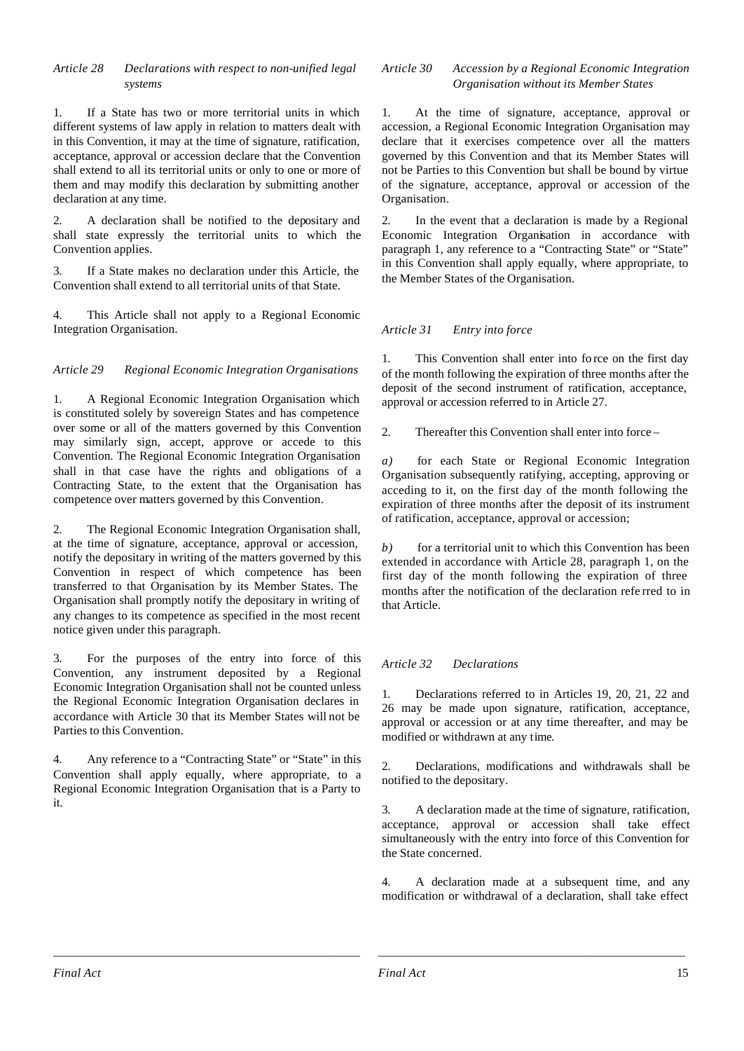*Article 28 Declarations with respect to non-unified legal systems*

1. If a State has two or more territorial units in which different systems of law apply in relation to matters dealt with in this Convention, it may at the time of signature, ratification, acceptance, approval or accession declare that the Convention shall extend to all its territorial units or only to one or more of them and may modify this declaration by submitting another declaration at any time.

2. A declaration shall be notified to the depositary and shall state expressly the territorial units to which the Convention applies.

3. If a State makes no declaration under this Article, the Convention shall extend to all territorial units of that State.

4. This Article shall not apply to a Regional Economic Integration Organisation.

*Article 29 Regional Economic Integration Organisations*

1. A Regional Economic Integration Organisation which is constituted solely by sovereign States and has competence over some or all of the matters governed by this Convention may similarly sign, accept, approve or accede to this Convention. The Regional Economic Integration Organisation shall in that case have the rights and obligations of a Contracting State, to the extent that the Organisation has competence over matters governed by this Convention.

2. The Regional Economic Integration Organisation shall, at the time of signature, acceptance, approval or accession, notify the depositary in writing of the matters governed by this Convention in respect of which competence has been transferred to that Organisation by its Member States. The Organisation shall promptly notify the depositary in writing of any changes to its competence as specified in the most recent notice given under this paragraph.

3. For the purposes of the entry into force of this Convention, any instrument deposited by a Regional Economic Integration Organisation shall not be counted unless the Regional Economic Integration Organisation declares in accordance with Article 30 that its Member States will not be Parties to this Convention.

4. Any reference to a "Contracting State" or "State" in this Convention shall apply equally, where appropriate, to a Regional Economic Integration Organisation that is a Party to it.

*Article 30 Accession by a Regional Economic Integration Organisation without its Member States*

1. At the time of signature, acceptance, approval or accession, a Regional Economic Integration Organisation may declare that it exercises competence over all the matters governed by this Convention and that its Member States will not be Parties to this Convention but shall be bound by virtue of the signature, acceptance, approval or accession of the Organisation.

2. In the event that a declaration is made by a Regional Economic Integration Organisation in accordance with paragraph 1, any reference to a "Contracting State" or "State" in this Convention shall apply equally, where appropriate, to the Member States of the Organisation.

*Article 31 Entry into force*

1. This Convention shall enter into force on the first day of the month following the expiration of three months after the deposit of the second instrument of ratification, acceptance, approval or accession referred to in Article 27.

2. Thereafter this Convention shall enter into force –

*a)* for each State or Regional Economic Integration Organisation subsequently ratifying, accepting, approving or acceding to it, on the first day of the month following the expiration of three months after the deposit of its instrument of ratification, acceptance, approval or accession;

*b)* for a territorial unit to which this Convention has been extended in accordance with Article 28, paragraph 1, on the first day of the month following the expiration of three months after the notification of the declaration referred to in that Article.

*Article 32 Declarations*

1. Declarations referred to in Articles 19, 20, 21, 22 and 26 may be made upon signature, ratification, acceptance, approval or accession or at any time thereafter, and may be modified or withdrawn at any time.

2. Declarations, modifications and withdrawals shall be notified to the depositary.

3. A declaration made at the time of signature, ratification, acceptance, approval or accession shall take effect simultaneously with the entry into force of this Convention for the State concerned.

4. A declaration made at a subsequent time, and any modification or withdrawal of a declaration, shall take effect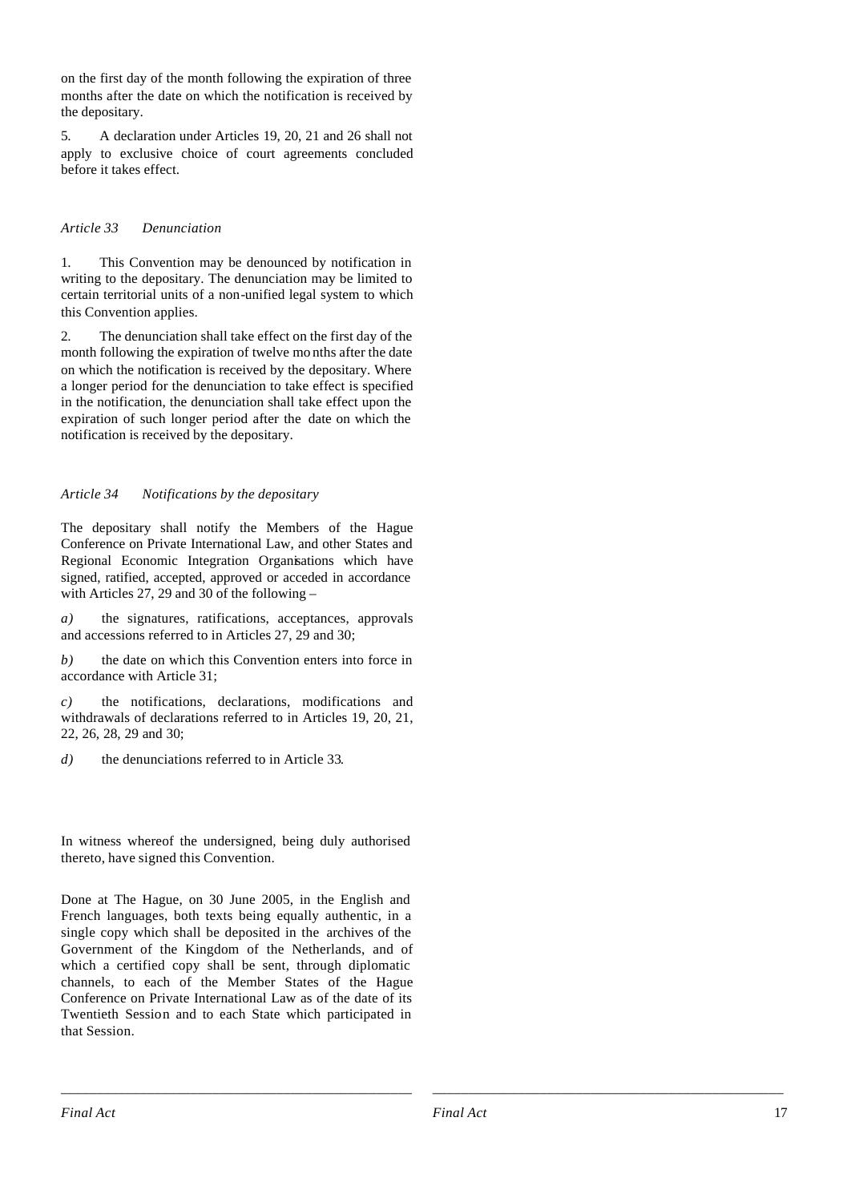on the first day of the month following the expiration of three months after the date on which the notification is received by the depositary.

5. A declaration under Articles 19, 20, 21 and 26 shall not apply to exclusive choice of court agreements concluded before it takes effect.

*Article 33 Denunciation*

1. This Convention may be denounced by notification in writing to the depositary. The denunciation may be limited to certain territorial units of a non-unified legal system to which this Convention applies.

2. The denunciation shall take effect on the first day of the month following the expiration of twelve months after the date on which the notification is received by the depositary. Where a longer period for the denunciation to take effect is specified in the notification, the denunciation shall take effect upon the expiration of such longer period after the date on which the notification is received by the depositary.

*Article 34 Notifications by the depositary*

The depositary shall notify the Members of the Hague Conference on Private International Law, and other States and Regional Economic Integration Organisations which have signed, ratified, accepted, approved or acceded in accordance with Articles 27, 29 and 30 of the following –

*a)* the signatures, ratifications, acceptances, approvals and accessions referred to in Articles 27, 29 and 30;

*b)* the date on which this Convention enters into force in accordance with Article 31;

*c)* the notifications, declarations, modifications and withdrawals of declarations referred to in Articles 19, 20, 21, 22, 26, 28, 29 and 30;

*d)* the denunciations referred to in Article 33.

In witness whereof the undersigned, being duly authorised thereto, have signed this Convention.

Done at The Hague, on 30 June 2005, in the English and French languages, both texts being equally authentic, in a single copy which shall be deposited in the archives of the Government of the Kingdom of the Netherlands, and of which a certified copy shall be sent, through diplomatic channels, to each of the Member States of the Hague Conference on Private International Law as of the date of its Twentieth Session and to each State which participated in that Session.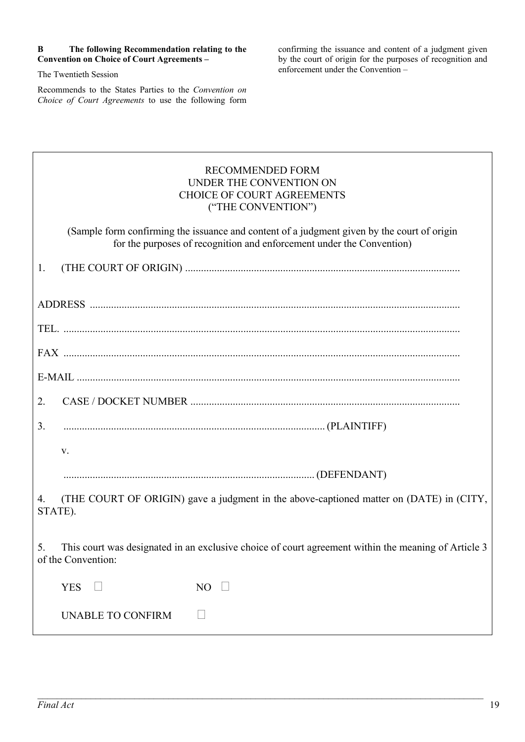**B The following Recommendation relating to the Convention on Choice of Court Agreements –**

The Twentieth Session

Recommends to the States Parties to the *Convention on Choice of Court Agreements* to use the following form confirming the issuance and content of a judgment given by the court of origin for the purposes of recognition and enforcement under the Convention –

---

RECOMMENDED FORM
UNDER THE CONVENTION ON
CHOICE OF COURT AGREEMENTS
("THE CONVENTION")

(Sample form confirming the issuance and content of a judgment given by the court of origin for the purposes of recognition and enforcement under the Convention)

1. (THE COURT OF ORIGIN) ..........................................................................................................

ADDRESS ..........................................................................................................................................

TEL. ....................................................................................................................................................

FAX ....................................................................................................................................................

E-MAIL ...............................................................................................................................................

2. CASE / DOCKET NUMBER .........................................................................................................

3. .................................................................................................... (PLAINTIFF)

v.

.................................................................................................... (DEFENDANT)

4. (THE COURT OF ORIGIN) gave a judgment in the above-captioned matter on (DATE) in (CITY, STATE).

5. This court was designated in an exclusive choice of court agreement within the meaning of Article 3 of the Convention:

YES ☐ NO ☐

UNABLE TO CONFIRM ☐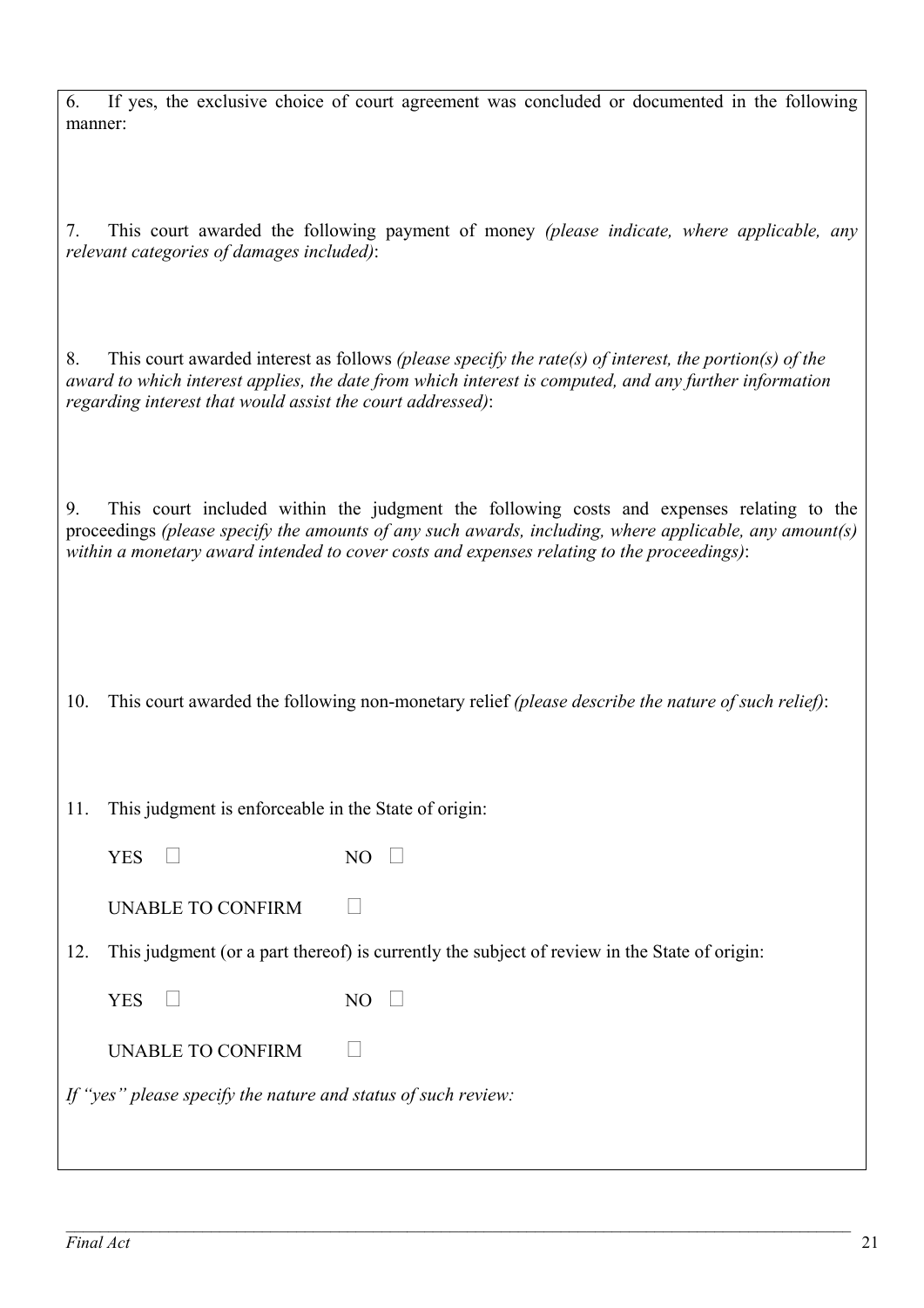6. If yes, the exclusive choice of court agreement was concluded or documented in the following manner:

7. This court awarded the following payment of money *(please indicate, where applicable, any relevant categories of damages included)*:

8. This court awarded interest as follows *(please specify the rate(s) of interest, the portion(s) of the award to which interest applies, the date from which interest is computed, and any further information regarding interest that would assist the court addressed)*:

9. This court included within the judgment the following costs and expenses relating to the proceedings *(please specify the amounts of any such awards, including, where applicable, any amount(s) within a monetary award intended to cover costs and expenses relating to the proceedings)*:

10. This court awarded the following non-monetary relief *(please describe the nature of such relief)*:

11. This judgment is enforceable in the State of origin:

YES ☐ NO ☐

UNABLE TO CONFIRM ☐

12. This judgment (or a part thereof) is currently the subject of review in the State of origin:

YES ☐ NO ☐

UNABLE TO CONFIRM ☐

*If "yes" please specify the nature and status of such review:*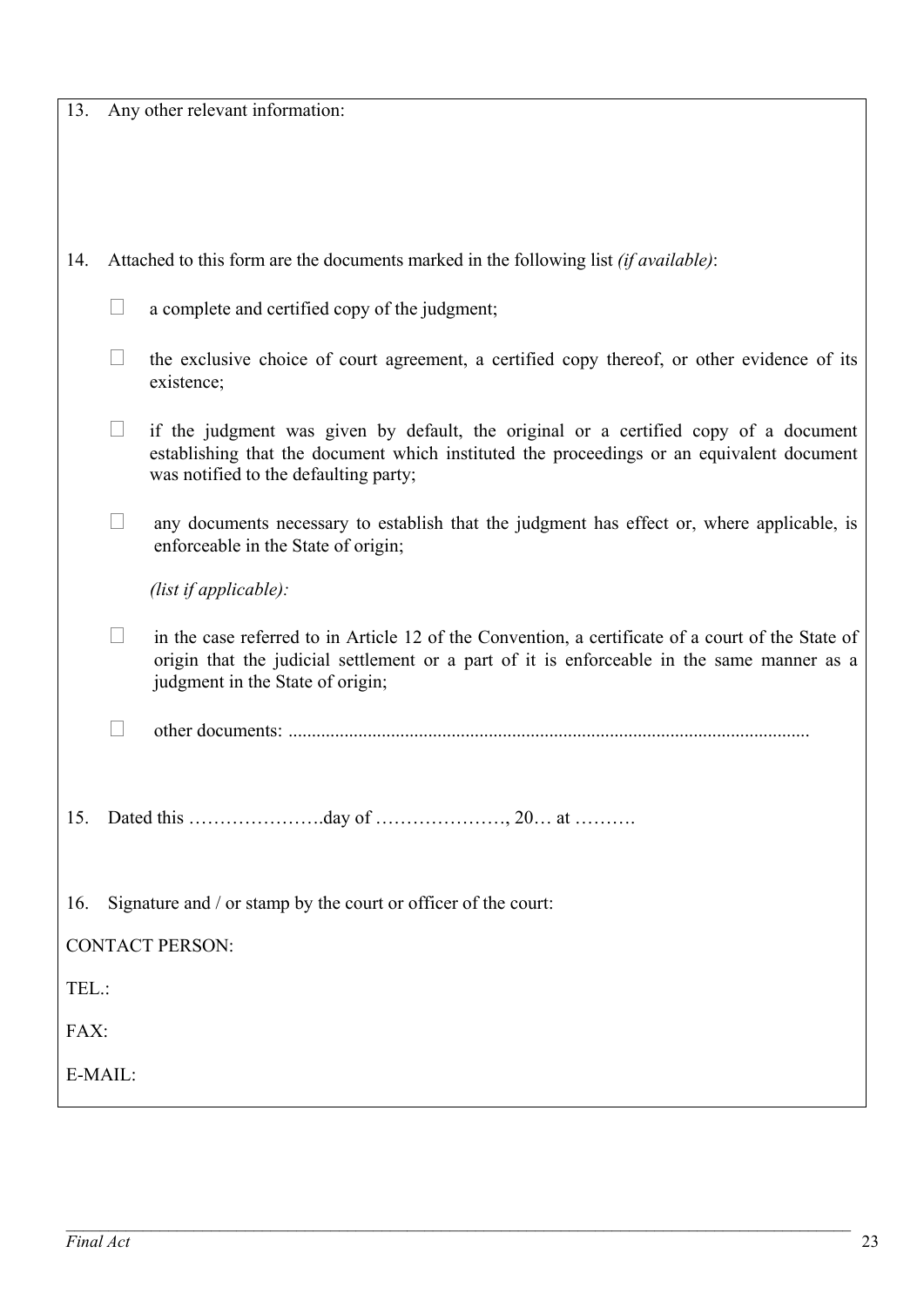13. Any other relevant information:

14. Attached to this form are the documents marked in the following list *(if available)*:

    ☐ a complete and certified copy of the judgment;

    ☐ the exclusive choice of court agreement, a certified copy thereof, or other evidence of its existence;

    ☐ if the judgment was given by default, the original or a certified copy of a document establishing that the document which instituted the proceedings or an equivalent document was notified to the defaulting party;

    ☐ any documents necessary to establish that the judgment has effect or, where applicable, is enforceable in the State of origin;

    *(list if applicable):*

    ☐ in the case referred to in Article 12 of the Convention, a certificate of a court of the State of origin that the judicial settlement or a part of it is enforceable in the same manner as a judgment in the State of origin;

    ☐ other documents: ..............................................................................................................

15. Dated this ………………….day of …………………, 20… at ……….

16. Signature and / or stamp by the court or officer of the court:

CONTACT PERSON:

TEL.:

FAX:

E-MAIL: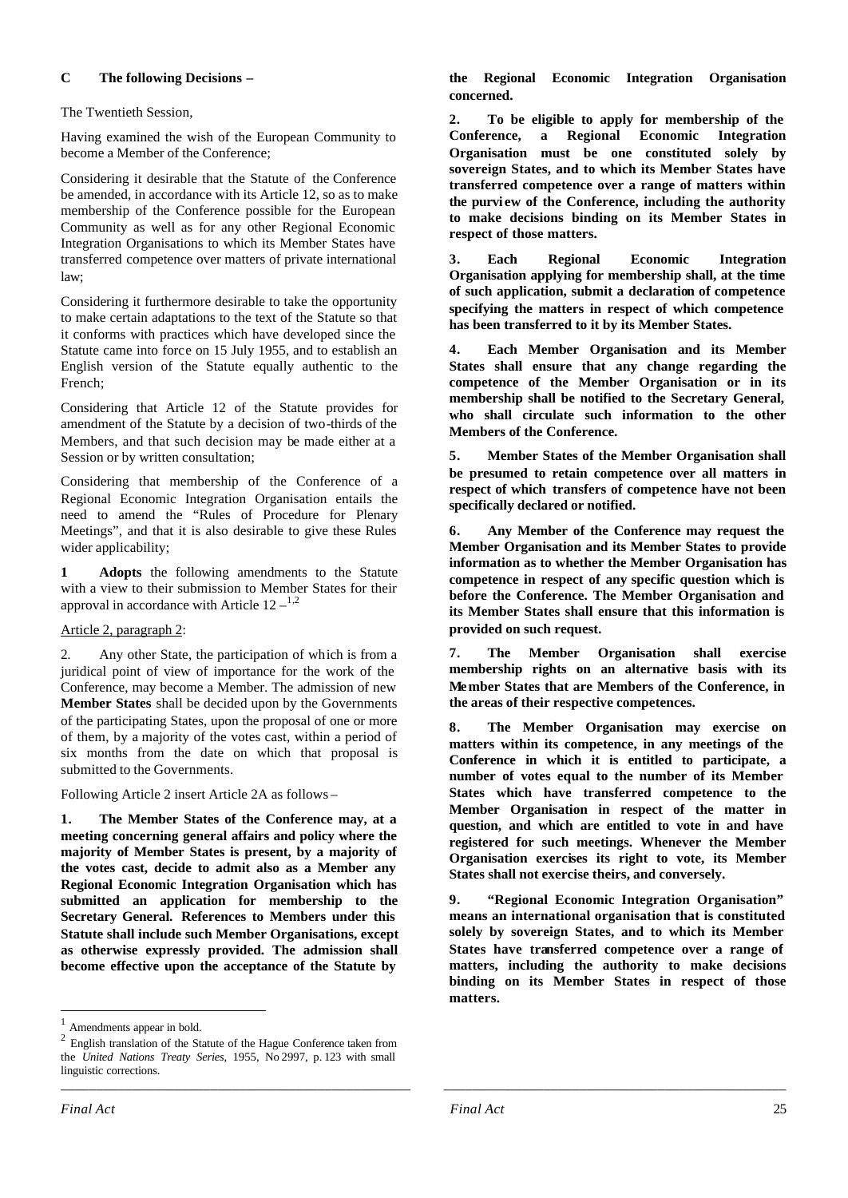**C The following Decisions –**

The Twentieth Session,

Having examined the wish of the European Community to become a Member of the Conference;

Considering it desirable that the Statute of the Conference be amended, in accordance with its Article 12, so as to make membership of the Conference possible for the European Community as well as for any other Regional Economic Integration Organisations to which its Member States have transferred competence over matters of private international law;

Considering it furthermore desirable to take the opportunity to make certain adaptations to the text of the Statute so that it conforms with practices which have developed since the Statute came into force on 15 July 1955, and to establish an English version of the Statute equally authentic to the French;

Considering that Article 12 of the Statute provides for amendment of the Statute by a decision of two-thirds of the Members, and that such decision may be made either at a Session or by written consultation;

Considering that membership of the Conference of a Regional Economic Integration Organisation entails the need to amend the "Rules of Procedure for Plenary Meetings", and that it is also desirable to give these Rules wider applicability;

**1 Adopts** the following amendments to the Statute with a view to their submission to Member States for their approval in accordance with Article 12 –[1,2]

Article 2, paragraph 2:

2. Any other State, the participation of which is from a juridical point of view of importance for the work of the Conference, may become a Member. The admission of new **Member States** shall be decided upon by the Governments of the participating States, upon the proposal of one or more of them, by a majority of the votes cast, within a period of six months from the date on which that proposal is submitted to the Governments.

Following Article 2 insert Article 2A as follows –

**1. The Member States of the Conference may, at a meeting concerning general affairs and policy where the majority of Member States is present, by a majority of the votes cast, decide to admit also as a Member any Regional Economic Integration Organisation which has submitted an application for membership to the Secretary General. References to Members under this Statute shall include such Member Organisations, except as otherwise expressly provided. The admission shall become effective upon the acceptance of the Statute by the Regional Economic Integration Organisation concerned.**

**2. To be eligible to apply for membership of the Conference, a Regional Economic Integration Organisation must be one constituted solely by sovereign States, and to which its Member States have transferred competence over a range of matters within the purview of the Conference, including the authority to make decisions binding on its Member States in respect of those matters.**

**3. Each Regional Economic Integration Organisation applying for membership shall, at the time of such application, submit a declaration of competence specifying the matters in respect of which competence has been transferred to it by its Member States.**

**4. Each Member Organisation and its Member States shall ensure that any change regarding the competence of the Member Organisation or in its membership shall be notified to the Secretary General, who shall circulate such information to the other Members of the Conference.**

**5. Member States of the Member Organisation shall be presumed to retain competence over all matters in respect of which transfers of competence have not been specifically declared or notified.**

**6. Any Member of the Conference may request the Member Organisation and its Member States to provide information as to whether the Member Organisation has competence in respect of any specific question which is before the Conference. The Member Organisation and its Member States shall ensure that this information is provided on such request.**

**7. The Member Organisation shall exercise membership rights on an alternative basis with its Member States that are Members of the Conference, in the areas of their respective competences.**

**8. The Member Organisation may exercise on matters within its competence, in any meetings of the Conference in which it is entitled to participate, a number of votes equal to the number of its Member States which have transferred competence to the Member Organisation in respect of the matter in question, and which are entitled to vote in and have registered for such meetings. Whenever the Member Organisation exercises its right to vote, its Member States shall not exercise theirs, and conversely.**

**9. "Regional Economic Integration Organisation" means an international organisation that is constituted solely by sovereign States, and to which its Member States have transferred competence over a range of matters, including the authority to make decisions binding on its Member States in respect of those matters.**

[1] Amendments appear in bold.

[2] English translation of the Statute of the Hague Conference taken from the *United Nations Treaty Series*, 1955, No 2997, p. 123 with small linguistic corrections.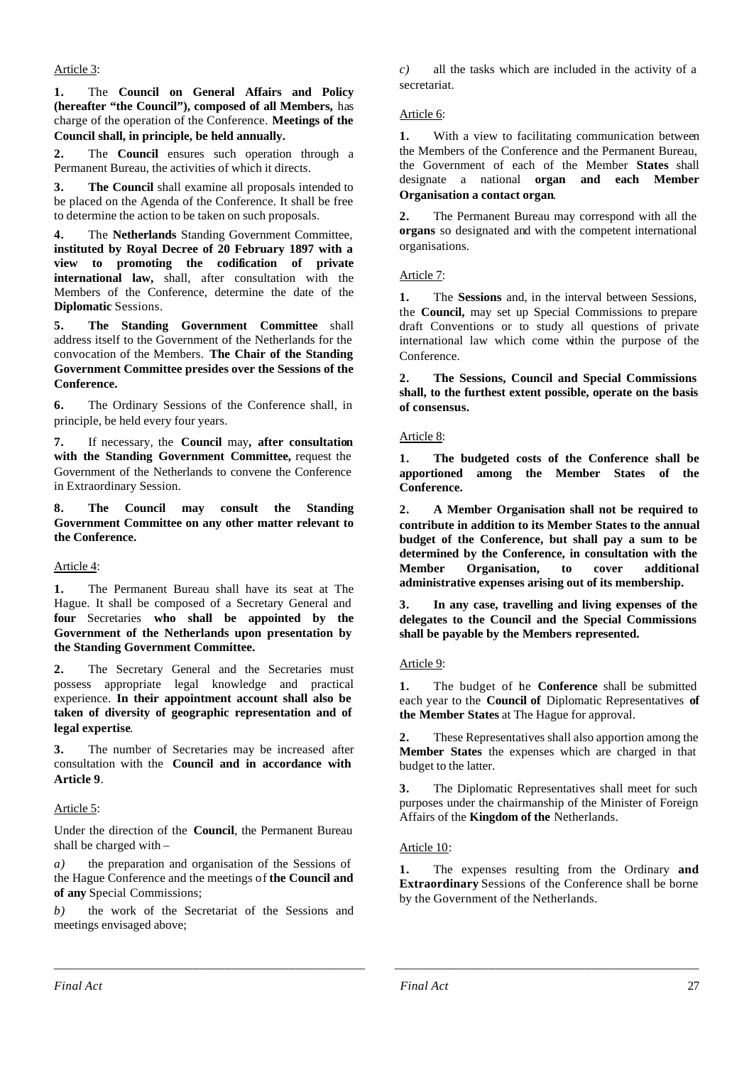Article 3:

**1.** The **Council on General Affairs and Policy (hereafter "the Council"), composed of all Members,** has charge of the operation of the Conference. **Meetings of the Council shall, in principle, be held annually.**

**2.** The **Council** ensures such operation through a Permanent Bureau, the activities of which it directs.

**3.** **The Council** shall examine all proposals intended to be placed on the Agenda of the Conference. It shall be free to determine the action to be taken on such proposals.

**4.** The **Netherlands** Standing Government Committee, **instituted by Royal Decree of 20 February 1897 with a view to promoting the codification of private international law,** shall, after consultation with the Members of the Conference, determine the date of the **Diplomatic** Sessions.

**5.** **The Standing Government Committee** shall address itself to the Government of the Netherlands for the convocation of the Members. **The Chair of the Standing Government Committee presides over the Sessions of the Conference.**

**6.** The Ordinary Sessions of the Conference shall, in principle, be held every four years.

**7.** If necessary, the **Council** may**, after consultation with the Standing Government Committee,** request the Government of the Netherlands to convene the Conference in Extraordinary Session.

**8. The Council may consult the Standing Government Committee on any other matter relevant to the Conference.**

Article 4:

**1.** The Permanent Bureau shall have its seat at The Hague. It shall be composed of a Secretary General and **four** Secretaries **who shall be appointed by the Government of the Netherlands upon presentation by the Standing Government Committee.**

**2.** The Secretary General and the Secretaries must possess appropriate legal knowledge and practical experience. **In their appointment account shall also be taken of diversity of geographic representation and of legal expertise**.

**3.** The number of Secretaries may be increased after consultation with the **Council and in accordance with Article 9**.

Article 5:

Under the direction of the **Council**, the Permanent Bureau shall be charged with –

*a)* the preparation and organisation of the Sessions of the Hague Conference and the meetings of **the Council and of any** Special Commissions;

*b)* the work of the Secretariat of the Sessions and meetings envisaged above;

*c)* all the tasks which are included in the activity of a secretariat.

Article 6:

**1.** With a view to facilitating communication between the Members of the Conference and the Permanent Bureau, the Government of each of the Member **States** shall designate a national **organ and each Member Organisation a contact organ**.

**2.** The Permanent Bureau may correspond with all the **organs** so designated and with the competent international organisations.

Article 7:

**1.** The **Sessions** and, in the interval between Sessions, the **Council,** may set up Special Commissions to prepare draft Conventions or to study all questions of private international law which come within the purpose of the Conference.

**2. The Sessions, Council and Special Commissions shall, to the furthest extent possible, operate on the basis of consensus.**

Article 8:

**1. The budgeted costs of the Conference shall be apportioned among the Member States of the Conference.**

**2. A Member Organisation shall not be required to contribute in addition to its Member States to the annual budget of the Conference, but shall pay a sum to be determined by the Conference, in consultation with the Member Organisation, to cover additional administrative expenses arising out of its membership.**

**3. In any case, travelling and living expenses of the delegates to the Council and the Special Commissions shall be payable by the Members represented.**

Article 9:

**1.** The budget of the **Conference** shall be submitted each year to the **Council of** Diplomatic Representatives **of the Member States** at The Hague for approval.

**2.** These Representatives shall also apportion among the **Member States** the expenses which are charged in that budget to the latter.

**3.** The Diplomatic Representatives shall meet for such purposes under the chairmanship of the Minister of Foreign Affairs of the **Kingdom of the** Netherlands.

Article 10:

**1.** The expenses resulting from the Ordinary **and Extraordinary** Sessions of the Conference shall be borne by the Government of the Netherlands.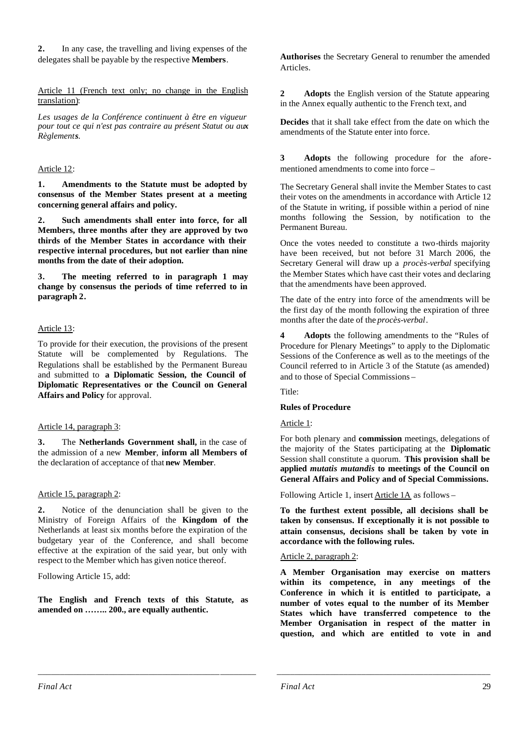**2.** In any case, the travelling and living expenses of the delegates shall be payable by the respective **Members**.

Article 11 (French text only; no change in the English translation):

*Les usages de la Conférence continuent à être en vigueur pour tout ce qui n'est pas contraire au présent Statut ou aux Règlements.*

Article 12:

**1. Amendments to the Statute must be adopted by consensus of the Member States present at a meeting concerning general affairs and policy.**

**2. Such amendments shall enter into force, for all Members, three months after they are approved by two thirds of the Member States in accordance with their respective internal procedures, but not earlier than nine months from the date of their adoption.**

**3. The meeting referred to in paragraph 1 may change by consensus the periods of time referred to in paragraph 2.**

Article 13:

To provide for their execution, the provisions of the present Statute will be complemented by Regulations. The Regulations shall be established by the Permanent Bureau and submitted to **a Diplomatic Session, the Council of Diplomatic Representatives or the Council on General Affairs and Policy** for approval.

Article 14, paragraph 3:

**3.** The **Netherlands Government shall,** in the case of the admission of a new **Member**, **inform all Members of** the declaration of acceptance of that **new Member**.

Article 15, paragraph 2:

**2.** Notice of the denunciation shall be given to the Ministry of Foreign Affairs of the **Kingdom of the** Netherlands at least six months before the expiration of the budgetary year of the Conference, and shall become effective at the expiration of the said year, but only with respect to the Member which has given notice thereof.

Following Article 15, add:

**The English and French texts of this Statute, as amended on …….. 200., are equally authentic.**

**Authorises** the Secretary General to renumber the amended Articles.

**2** **Adopts** the English version of the Statute appearing in the Annex equally authentic to the French text, and

**Decides** that it shall take effect from the date on which the amendments of the Statute enter into force.

**3** **Adopts** the following procedure for the afore-mentioned amendments to come into force –

The Secretary General shall invite the Member States to cast their votes on the amendments in accordance with Article 12 of the Statute in writing, if possible within a period of nine months following the Session, by notification to the Permanent Bureau.

Once the votes needed to constitute a two-thirds majority have been received, but not before 31 March 2006, the Secretary General will draw up a *procès-verbal* specifying the Member States which have cast their votes and declaring that the amendments have been approved.

The date of the entry into force of the amendments will be the first day of the month following the expiration of three months after the date of the *procès-verbal*.

**4** **Adopts** the following amendments to the "Rules of Procedure for Plenary Meetings" to apply to the Diplomatic Sessions of the Conference as well as to the meetings of the Council referred to in Article 3 of the Statute (as amended) and to those of Special Commissions –

Title:

**Rules of Procedure**

Article 1:

For both plenary and **commission** meetings, delegations of the majority of the States participating at the **Diplomatic** Session shall constitute a quorum. **This provision shall be applied *mutatis mutandis* to meetings of the Council on General Affairs and Policy and of Special Commissions.**

Following Article 1, insert Article 1A as follows –

**To the furthest extent possible, all decisions shall be taken by consensus. If exceptionally it is not possible to attain consensus, decisions shall be taken by vote in accordance with the following rules.**

Article 2, paragraph 2:

**A Member Organisation may exercise on matters within its competence, in any meetings of the Conference in which it is entitled to participate, a number of votes equal to the number of its Member States which have transferred competence to the Member Organisation in respect of the matter in question, and which are entitled to vote in and**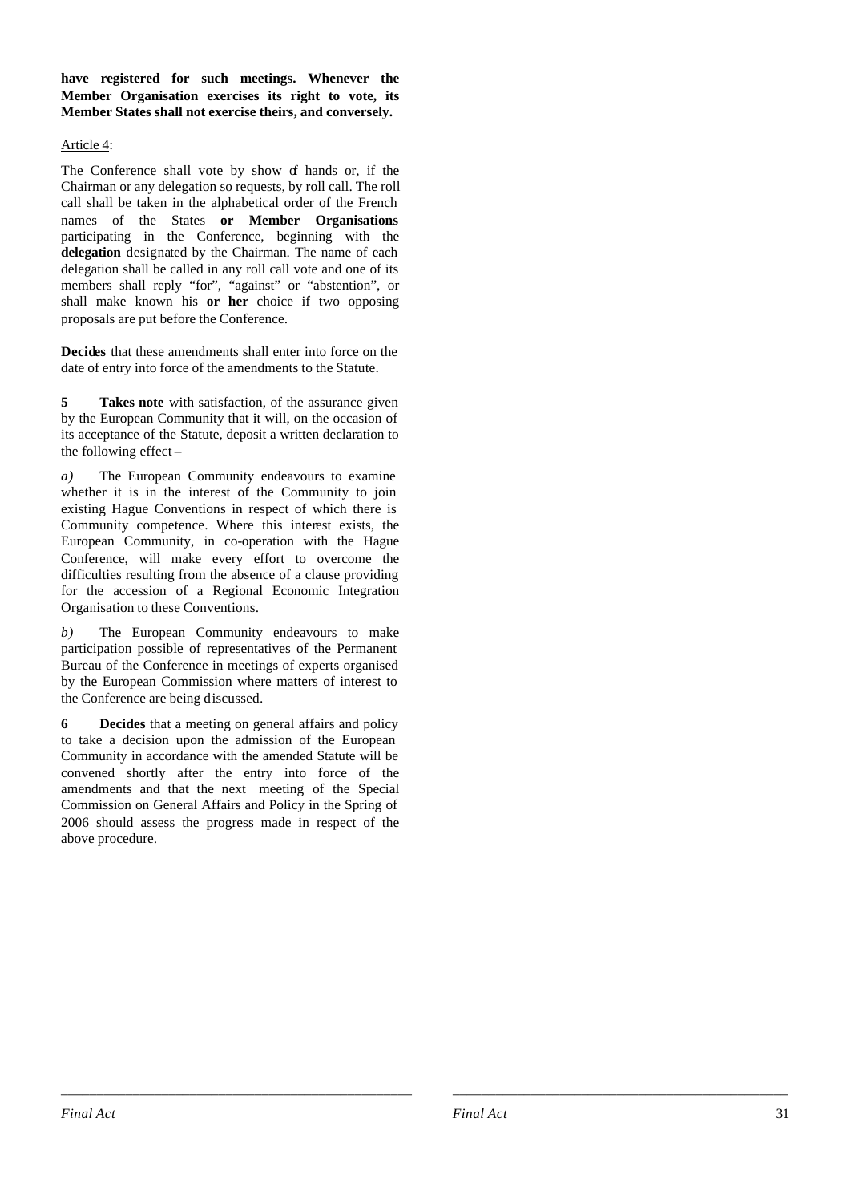**have registered for such meetings. Whenever the Member Organisation exercises its right to vote, its Member States shall not exercise theirs, and conversely.**

Article 4:

The Conference shall vote by show of hands or, if the Chairman or any delegation so requests, by roll call. The roll call shall be taken in the alphabetical order of the French names of the States **or Member Organisations** participating in the Conference, beginning with the **delegation** designated by the Chairman. The name of each delegation shall be called in any roll call vote and one of its members shall reply "for", "against" or "abstention", or shall make known his **or her** choice if two opposing proposals are put before the Conference.

**Decides** that these amendments shall enter into force on the date of entry into force of the amendments to the Statute.

**5** **Takes note** with satisfaction, of the assurance given by the European Community that it will, on the occasion of its acceptance of the Statute, deposit a written declaration to the following effect –

*a)* The European Community endeavours to examine whether it is in the interest of the Community to join existing Hague Conventions in respect of which there is Community competence. Where this interest exists, the European Community, in co-operation with the Hague Conference, will make every effort to overcome the difficulties resulting from the absence of a clause providing for the accession of a Regional Economic Integration Organisation to these Conventions.

*b)* The European Community endeavours to make participation possible of representatives of the Permanent Bureau of the Conference in meetings of experts organised by the European Commission where matters of interest to the Conference are being discussed.

**6** **Decides** that a meeting on general affairs and policy to take a decision upon the admission of the European Community in accordance with the amended Statute will be convened shortly after the entry into force of the amendments and that the next meeting of the Special Commission on General Affairs and Policy in the Spring of 2006 should assess the progress made in respect of the above procedure.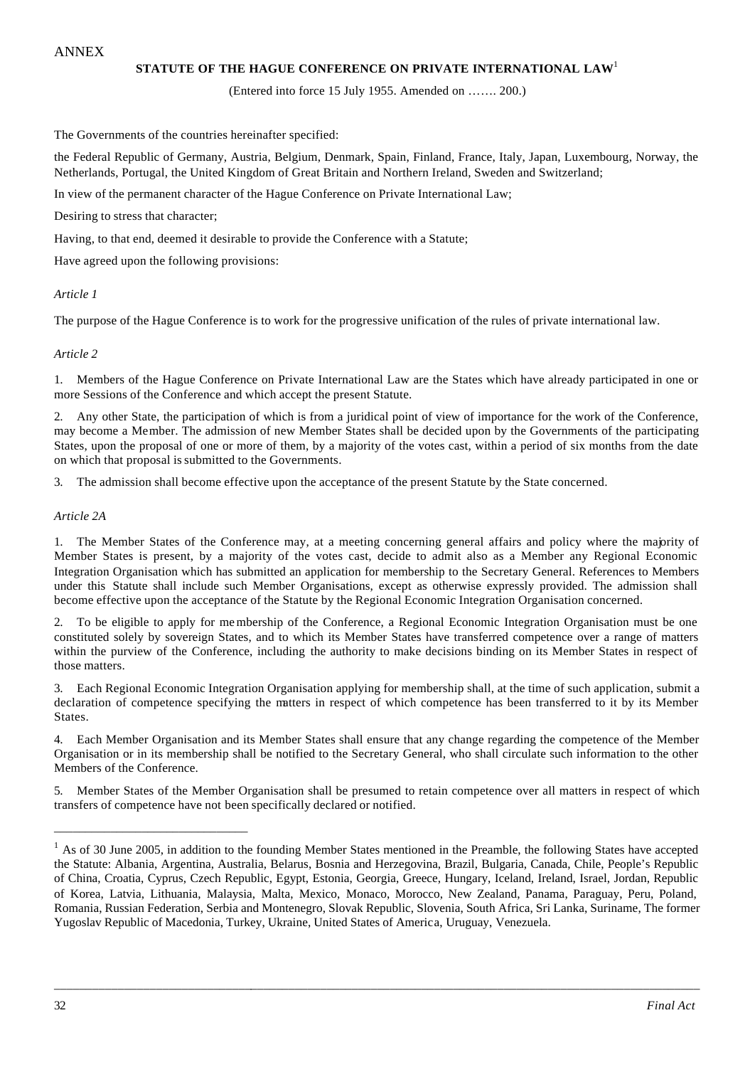ANNEX

## STATUTE OF THE HAGUE CONFERENCE ON PRIVATE INTERNATIONAL LAW[1]

(Entered into force 15 July 1955. Amended on ……. 200.)

The Governments of the countries hereinafter specified:

the Federal Republic of Germany, Austria, Belgium, Denmark, Spain, Finland, France, Italy, Japan, Luxembourg, Norway, the Netherlands, Portugal, the United Kingdom of Great Britain and Northern Ireland, Sweden and Switzerland;

In view of the permanent character of the Hague Conference on Private International Law;

Desiring to stress that character;

Having, to that end, deemed it desirable to provide the Conference with a Statute;

Have agreed upon the following provisions:

*Article 1*

The purpose of the Hague Conference is to work for the progressive unification of the rules of private international law.

*Article 2*

1. Members of the Hague Conference on Private International Law are the States which have already participated in one or more Sessions of the Conference and which accept the present Statute.

2. Any other State, the participation of which is from a juridical point of view of importance for the work of the Conference, may become a Member. The admission of new Member States shall be decided upon by the Governments of the participating States, upon the proposal of one or more of them, by a majority of the votes cast, within a period of six months from the date on which that proposal is submitted to the Governments.

3. The admission shall become effective upon the acceptance of the present Statute by the State concerned.

*Article 2A*

1. The Member States of the Conference may, at a meeting concerning general affairs and policy where the majority of Member States is present, by a majority of the votes cast, decide to admit also as a Member any Regional Economic Integration Organisation which has submitted an application for membership to the Secretary General. References to Members under this Statute shall include such Member Organisations, except as otherwise expressly provided. The admission shall become effective upon the acceptance of the Statute by the Regional Economic Integration Organisation concerned.

2. To be eligible to apply for membership of the Conference, a Regional Economic Integration Organisation must be one constituted solely by sovereign States, and to which its Member States have transferred competence over a range of matters within the purview of the Conference, including the authority to make decisions binding on its Member States in respect of those matters.

3. Each Regional Economic Integration Organisation applying for membership shall, at the time of such application, submit a declaration of competence specifying the matters in respect of which competence has been transferred to it by its Member States.

4. Each Member Organisation and its Member States shall ensure that any change regarding the competence of the Member Organisation or in its membership shall be notified to the Secretary General, who shall circulate such information to the other Members of the Conference.

5. Member States of the Member Organisation shall be presumed to retain competence over all matters in respect of which transfers of competence have not been specifically declared or notified.

---

[1] As of 30 June 2005, in addition to the founding Member States mentioned in the Preamble, the following States have accepted the Statute: Albania, Argentina, Australia, Belarus, Bosnia and Herzegovina, Brazil, Bulgaria, Canada, Chile, People's Republic of China, Croatia, Cyprus, Czech Republic, Egypt, Estonia, Georgia, Greece, Hungary, Iceland, Ireland, Israel, Jordan, Republic of Korea, Latvia, Lithuania, Malaysia, Malta, Mexico, Monaco, Morocco, New Zealand, Panama, Paraguay, Peru, Poland, Romania, Russian Federation, Serbia and Montenegro, Slovak Republic, Slovenia, South Africa, Sri Lanka, Suriname, The former Yugoslav Republic of Macedonia, Turkey, Ukraine, United States of America, Uruguay, Venezuela.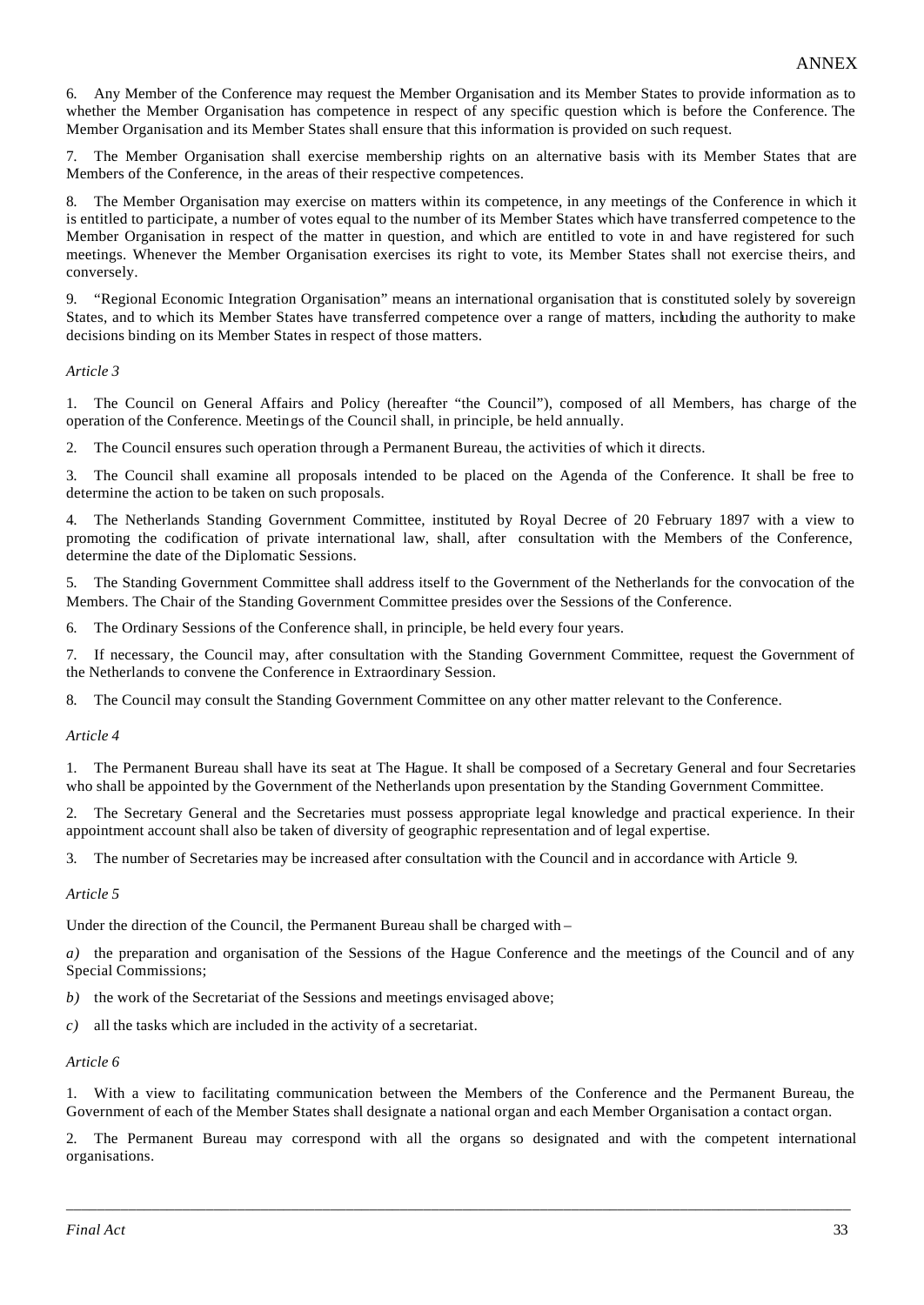6. Any Member of the Conference may request the Member Organisation and its Member States to provide information as to whether the Member Organisation has competence in respect of any specific question which is before the Conference. The Member Organisation and its Member States shall ensure that this information is provided on such request.

7. The Member Organisation shall exercise membership rights on an alternative basis with its Member States that are Members of the Conference, in the areas of their respective competences.

8. The Member Organisation may exercise on matters within its competence, in any meetings of the Conference in which it is entitled to participate, a number of votes equal to the number of its Member States which have transferred competence to the Member Organisation in respect of the matter in question, and which are entitled to vote in and have registered for such meetings. Whenever the Member Organisation exercises its right to vote, its Member States shall not exercise theirs, and conversely.

9. "Regional Economic Integration Organisation" means an international organisation that is constituted solely by sovereign States, and to which its Member States have transferred competence over a range of matters, including the authority to make decisions binding on its Member States in respect of those matters.

*Article 3*

1. The Council on General Affairs and Policy (hereafter "the Council"), composed of all Members, has charge of the operation of the Conference. Meetings of the Council shall, in principle, be held annually.

2. The Council ensures such operation through a Permanent Bureau, the activities of which it directs.

3. The Council shall examine all proposals intended to be placed on the Agenda of the Conference. It shall be free to determine the action to be taken on such proposals.

4. The Netherlands Standing Government Committee, instituted by Royal Decree of 20 February 1897 with a view to promoting the codification of private international law, shall, after consultation with the Members of the Conference, determine the date of the Diplomatic Sessions.

5. The Standing Government Committee shall address itself to the Government of the Netherlands for the convocation of the Members. The Chair of the Standing Government Committee presides over the Sessions of the Conference.

6. The Ordinary Sessions of the Conference shall, in principle, be held every four years.

7. If necessary, the Council may, after consultation with the Standing Government Committee, request the Government of the Netherlands to convene the Conference in Extraordinary Session.

8. The Council may consult the Standing Government Committee on any other matter relevant to the Conference.

*Article 4*

1. The Permanent Bureau shall have its seat at The Hague. It shall be composed of a Secretary General and four Secretaries who shall be appointed by the Government of the Netherlands upon presentation by the Standing Government Committee.

2. The Secretary General and the Secretaries must possess appropriate legal knowledge and practical experience. In their appointment account shall also be taken of diversity of geographic representation and of legal expertise.

3. The number of Secretaries may be increased after consultation with the Council and in accordance with Article 9.

*Article 5*

Under the direction of the Council, the Permanent Bureau shall be charged with –

*a)* the preparation and organisation of the Sessions of the Hague Conference and the meetings of the Council and of any Special Commissions;

*b)* the work of the Secretariat of the Sessions and meetings envisaged above;

*c)* all the tasks which are included in the activity of a secretariat.

*Article 6*

1. With a view to facilitating communication between the Members of the Conference and the Permanent Bureau, the Government of each of the Member States shall designate a national organ and each Member Organisation a contact organ.

2. The Permanent Bureau may correspond with all the organs so designated and with the competent international organisations.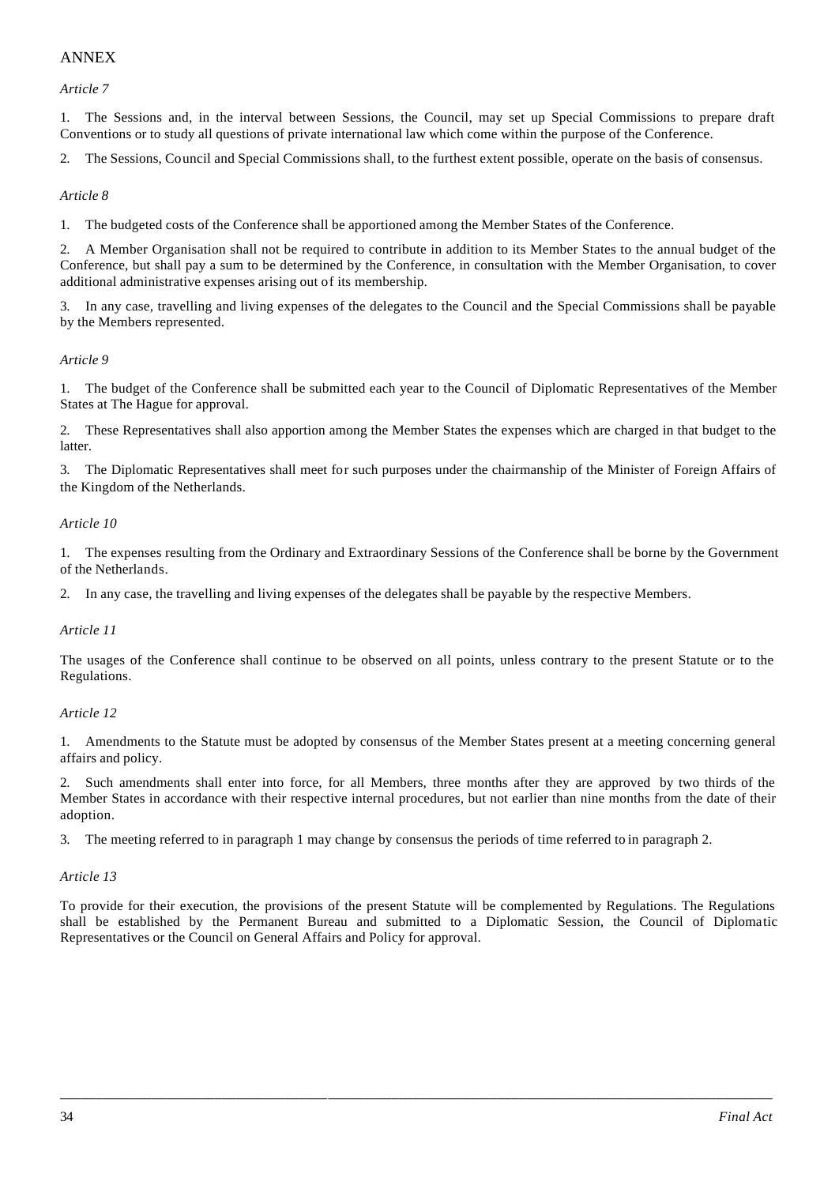ANNEX

*Article 7*

1. The Sessions and, in the interval between Sessions, the Council, may set up Special Commissions to prepare draft Conventions or to study all questions of private international law which come within the purpose of the Conference.

2. The Sessions, Council and Special Commissions shall, to the furthest extent possible, operate on the basis of consensus.

*Article 8*

1. The budgeted costs of the Conference shall be apportioned among the Member States of the Conference.

2. A Member Organisation shall not be required to contribute in addition to its Member States to the annual budget of the Conference, but shall pay a sum to be determined by the Conference, in consultation with the Member Organisation, to cover additional administrative expenses arising out of its membership.

3. In any case, travelling and living expenses of the delegates to the Council and the Special Commissions shall be payable by the Members represented.

*Article 9*

1. The budget of the Conference shall be submitted each year to the Council of Diplomatic Representatives of the Member States at The Hague for approval.

2. These Representatives shall also apportion among the Member States the expenses which are charged in that budget to the latter.

3. The Diplomatic Representatives shall meet for such purposes under the chairmanship of the Minister of Foreign Affairs of the Kingdom of the Netherlands.

*Article 10*

1. The expenses resulting from the Ordinary and Extraordinary Sessions of the Conference shall be borne by the Government of the Netherlands.

2. In any case, the travelling and living expenses of the delegates shall be payable by the respective Members.

*Article 11*

The usages of the Conference shall continue to be observed on all points, unless contrary to the present Statute or to the Regulations.

*Article 12*

1. Amendments to the Statute must be adopted by consensus of the Member States present at a meeting concerning general affairs and policy.

2. Such amendments shall enter into force, for all Members, three months after they are approved by two thirds of the Member States in accordance with their respective internal procedures, but not earlier than nine months from the date of their adoption.

3. The meeting referred to in paragraph 1 may change by consensus the periods of time referred to in paragraph 2.

*Article 13*

To provide for their execution, the provisions of the present Statute will be complemented by Regulations. The Regulations shall be established by the Permanent Bureau and submitted to a Diplomatic Session, the Council of Diplomatic Representatives or the Council on General Affairs and Policy for approval.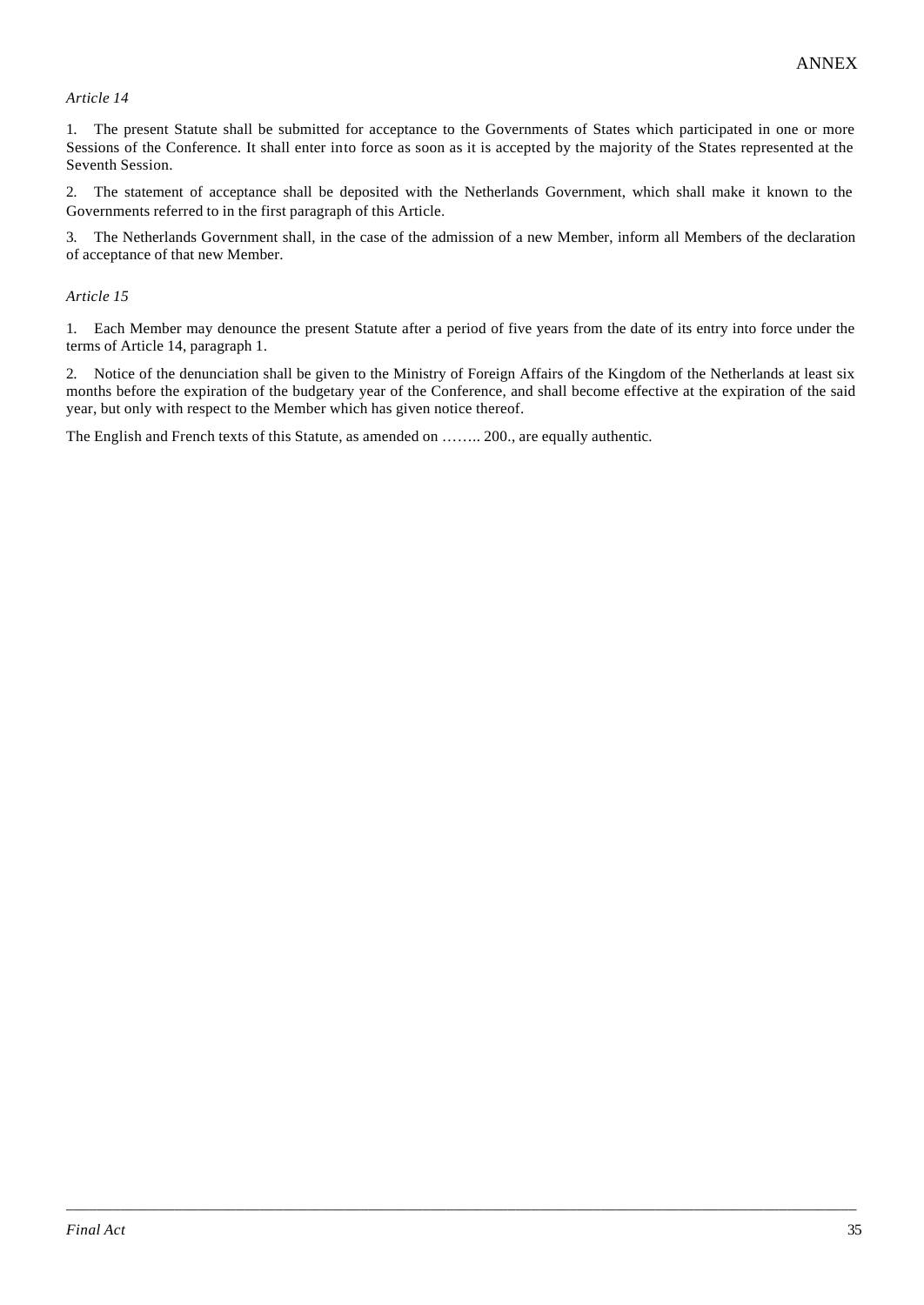*Article 14*

1. The present Statute shall be submitted for acceptance to the Governments of States which participated in one or more Sessions of the Conference. It shall enter into force as soon as it is accepted by the majority of the States represented at the Seventh Session.

2. The statement of acceptance shall be deposited with the Netherlands Government, which shall make it known to the Governments referred to in the first paragraph of this Article.

3. The Netherlands Government shall, in the case of the admission of a new Member, inform all Members of the declaration of acceptance of that new Member.

*Article 15*

1. Each Member may denounce the present Statute after a period of five years from the date of its entry into force under the terms of Article 14, paragraph 1.

2. Notice of the denunciation shall be given to the Ministry of Foreign Affairs of the Kingdom of the Netherlands at least six months before the expiration of the budgetary year of the Conference, and shall become effective at the expiration of the said year, but only with respect to the Member which has given notice thereof.

The English and French texts of this Statute, as amended on …….. 200., are equally authentic.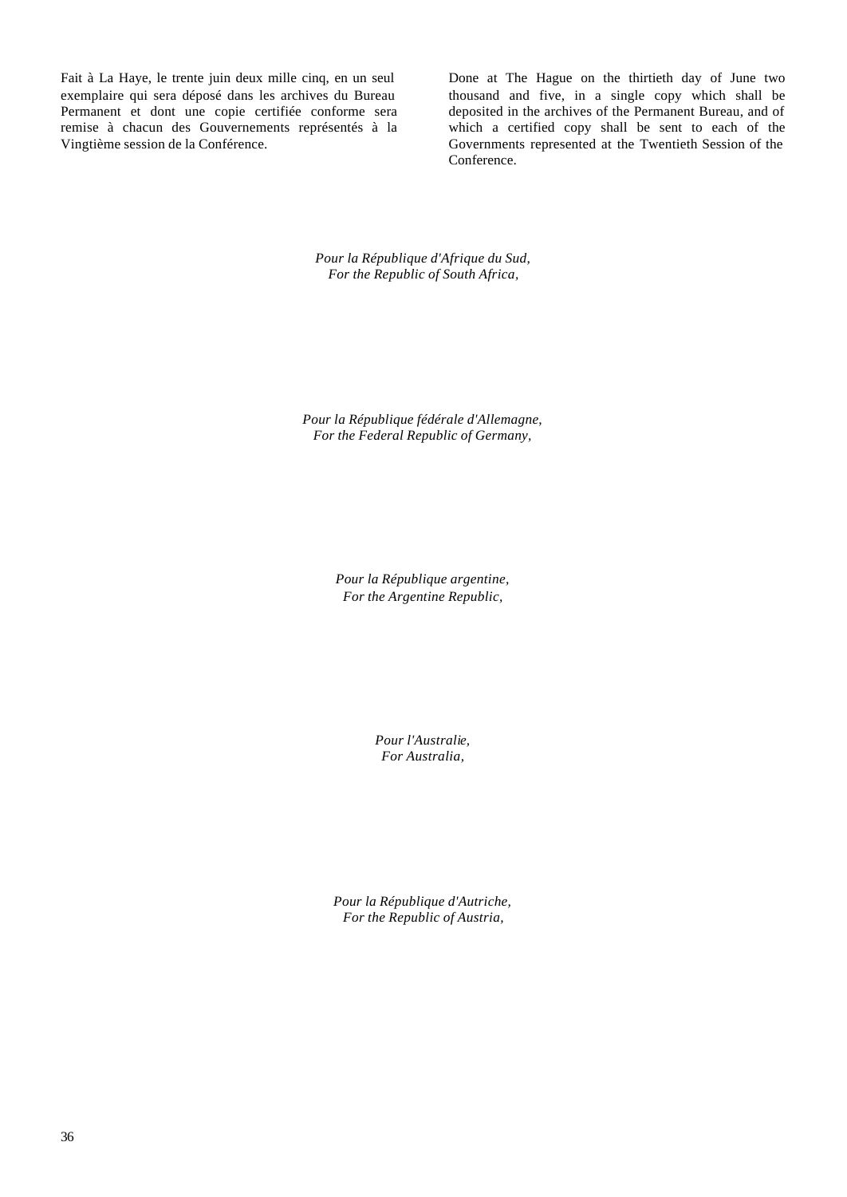Fait à La Haye, le trente juin deux mille cinq, en un seul exemplaire qui sera déposé dans les archives du Bureau Permanent et dont une copie certifiée conforme sera remise à chacun des Gouvernements représentés à la Vingtième session de la Conférence.

Done at The Hague on the thirtieth day of June two thousand and five, in a single copy which shall be deposited in the archives of the Permanent Bureau, and of which a certified copy shall be sent to each of the Governments represented at the Twentieth Session of the Conference.

*Pour la République d'Afrique du Sud,*
*For the Republic of South Africa,*

*Pour la République fédérale d'Allemagne,*
*For the Federal Republic of Germany,*

*Pour la République argentine,*
*For the Argentine Republic,*

*Pour l'Australie,*
*For Australia,*

*Pour la République d'Autriche,*
*For the Republic of Austria,*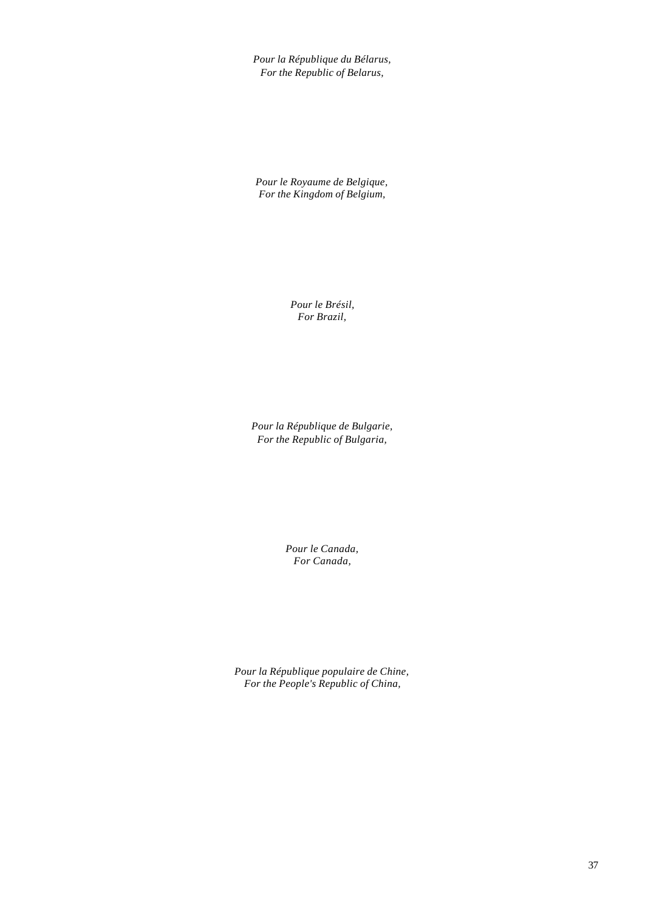*Pour la République du Bélarus,*
*For the Republic of Belarus,*

*Pour le Royaume de Belgique,*
*For the Kingdom of Belgium,*

*Pour le Brésil,*
*For Brazil,*

*Pour la République de Bulgarie,*
*For the Republic of Bulgaria,*

*Pour le Canada,*
*For Canada,*

*Pour la République populaire de Chine,*
*For the People's Republic of China,*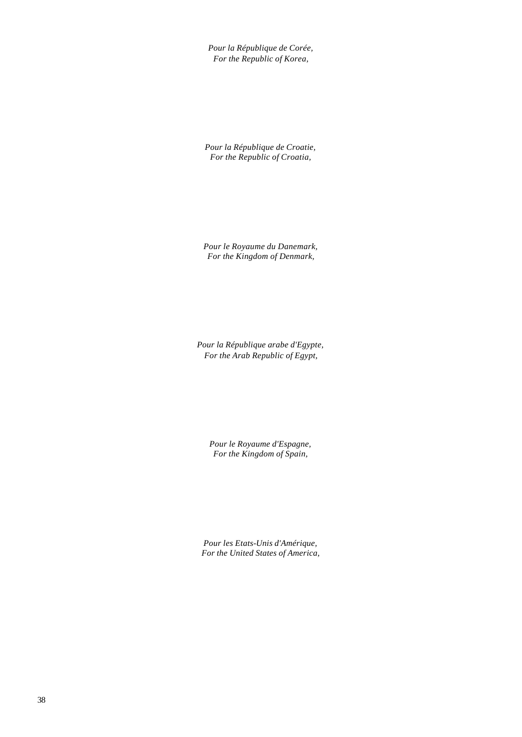*Pour la République de Corée,*
*For the Republic of Korea,*

*Pour la République de Croatie,*
*For the Republic of Croatia,*

*Pour le Royaume du Danemark,*
*For the Kingdom of Denmark,*

*Pour la République arabe d'Egypte,*
*For the Arab Republic of Egypt,*

*Pour le Royaume d'Espagne,*
*For the Kingdom of Spain,*

*Pour les Etats-Unis d'Amérique,*
*For the United States of America,*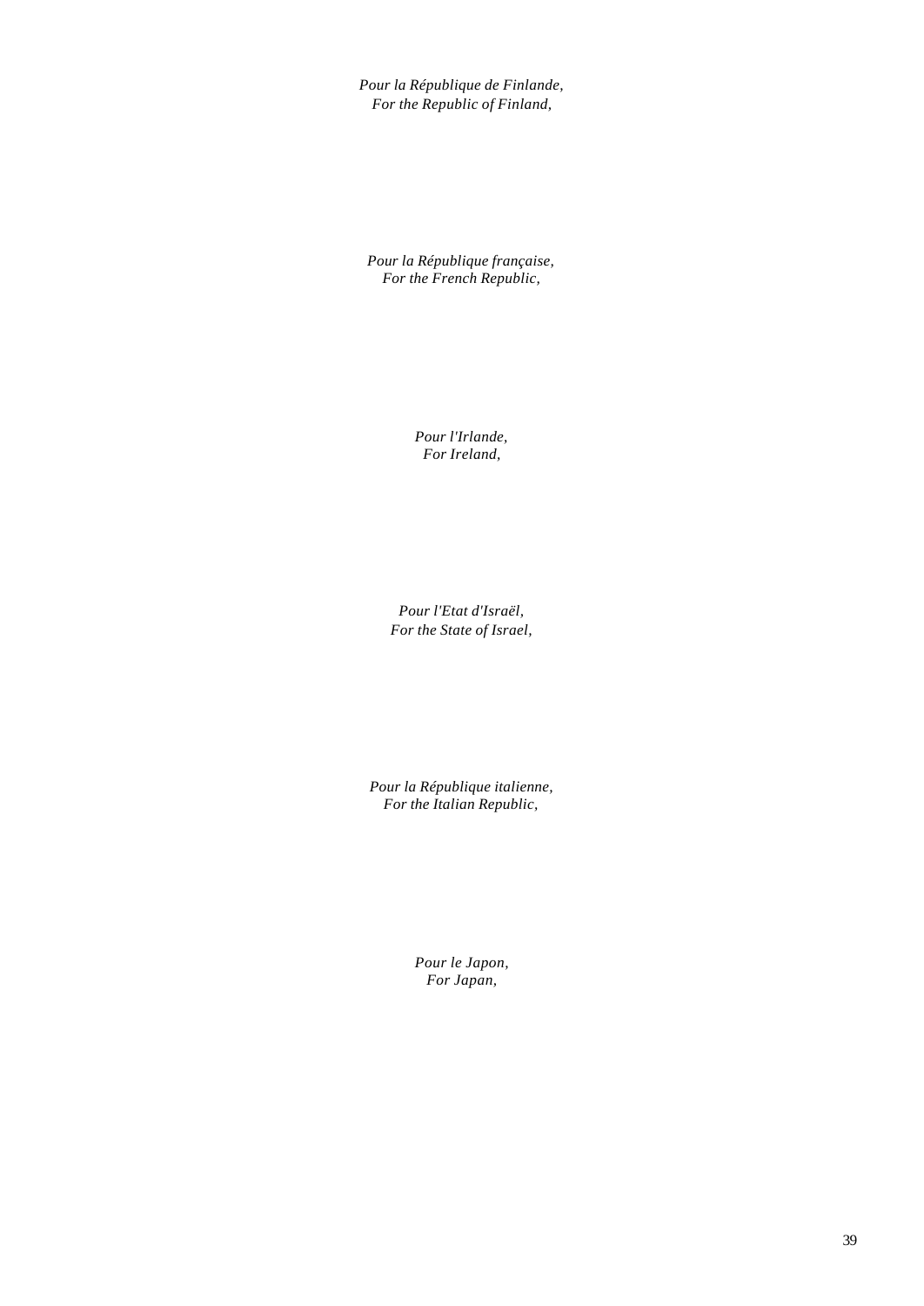*Pour la République de Finlande,*
*For the Republic of Finland,*

*Pour la République française,*
*For the French Republic,*

*Pour l'Irlande,*
*For Ireland,*

*Pour l'Etat d'Israël,*
*For the State of Israel,*

*Pour la République italienne,*
*For the Italian Republic,*

*Pour le Japon,*
*For Japan,*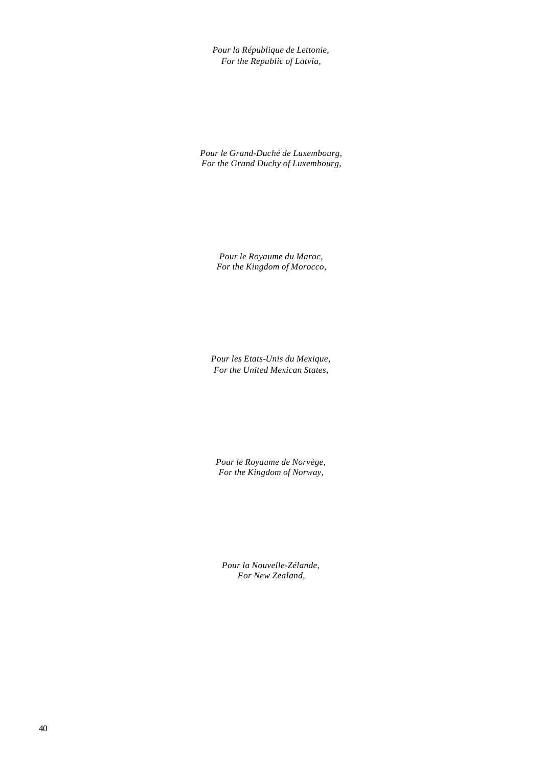*Pour la République de Lettonie,*
*For the Republic of Latvia,*

*Pour le Grand-Duché de Luxembourg,*
*For the Grand Duchy of Luxembourg,*

*Pour le Royaume du Maroc,*
*For the Kingdom of Morocco,*

*Pour les Etats-Unis du Mexique,*
*For the United Mexican States,*

*Pour le Royaume de Norvège,*
*For the Kingdom of Norway,*

*Pour la Nouvelle-Zélande,*
*For New Zealand,*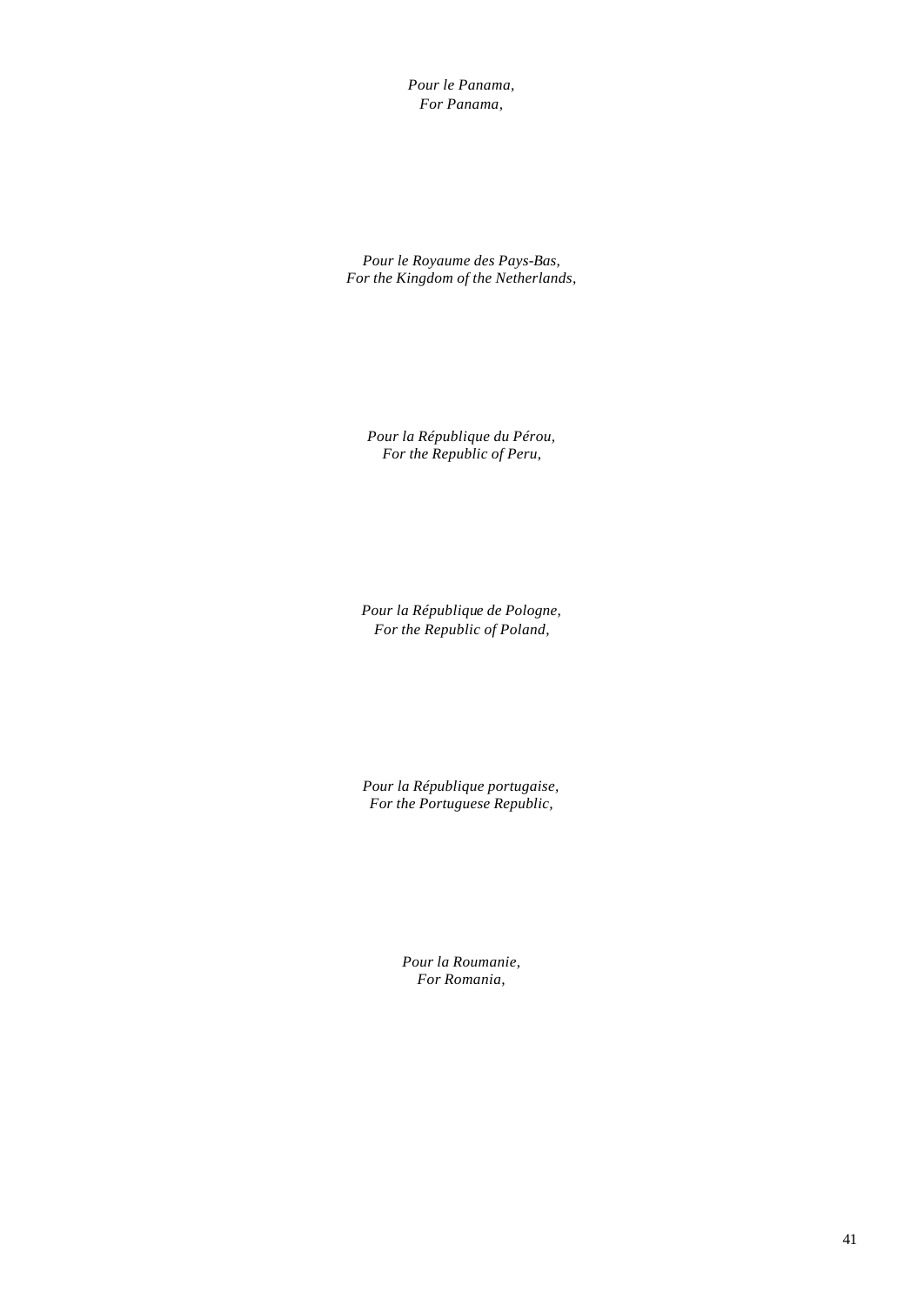*Pour le Panama,*
*For Panama,*

*Pour le Royaume des Pays-Bas,*
*For the Kingdom of the Netherlands,*

*Pour la République du Pérou,*
*For the Republic of Peru,*

*Pour la République de Pologne,*
*For the Republic of Poland,*

*Pour la République portugaise,*
*For the Portuguese Republic,*

*Pour la Roumanie,*
*For Romania,*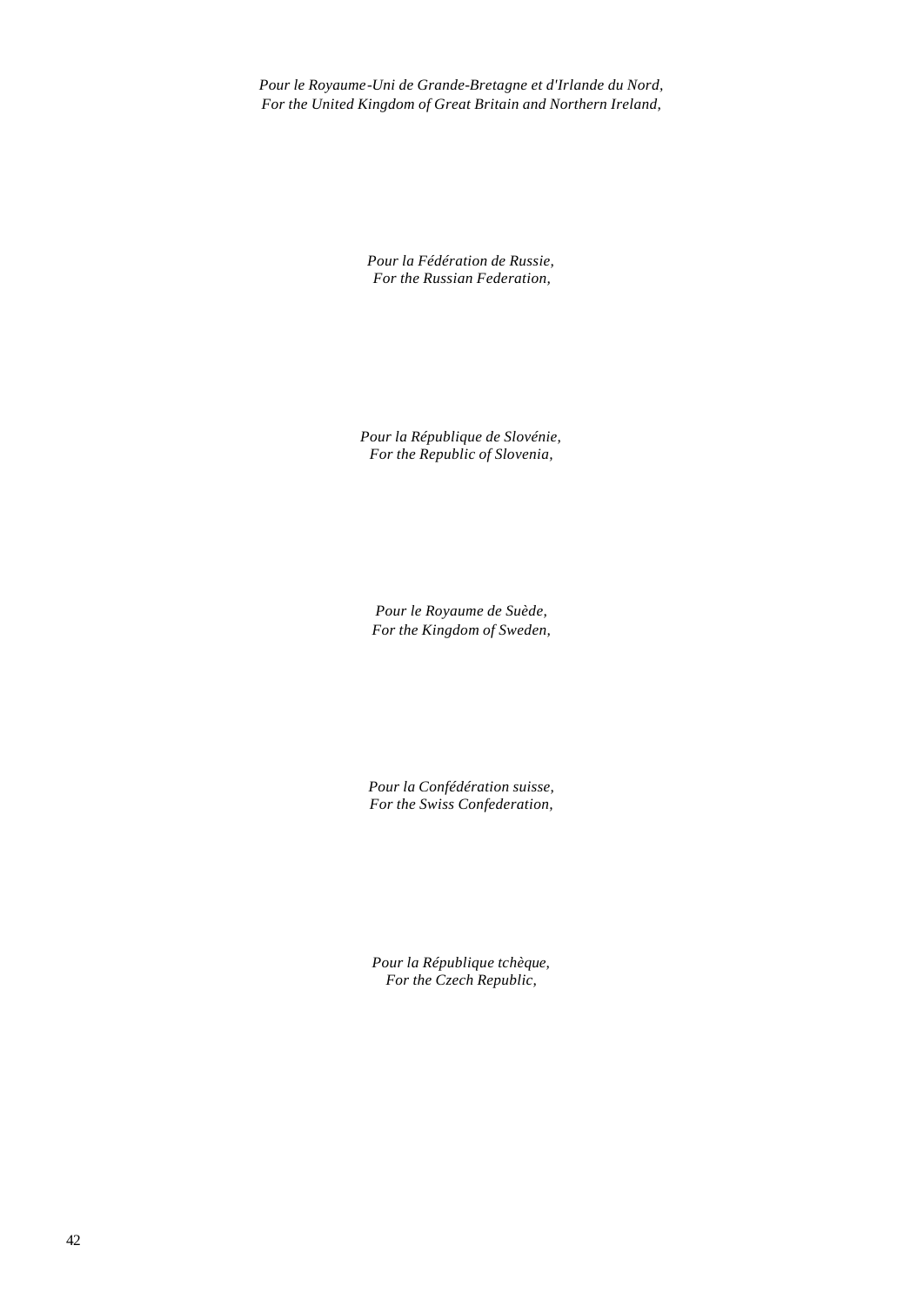*Pour le Royaume-Uni de Grande-Bretagne et d'Irlande du Nord,*
*For the United Kingdom of Great Britain and Northern Ireland,*

*Pour la Fédération de Russie,*
*For the Russian Federation,*

*Pour la République de Slovénie,*
*For the Republic of Slovenia,*

*Pour le Royaume de Suède,*
*For the Kingdom of Sweden,*

*Pour la Confédération suisse,*
*For the Swiss Confederation,*

*Pour la République tchèque,*
*For the Czech Republic,*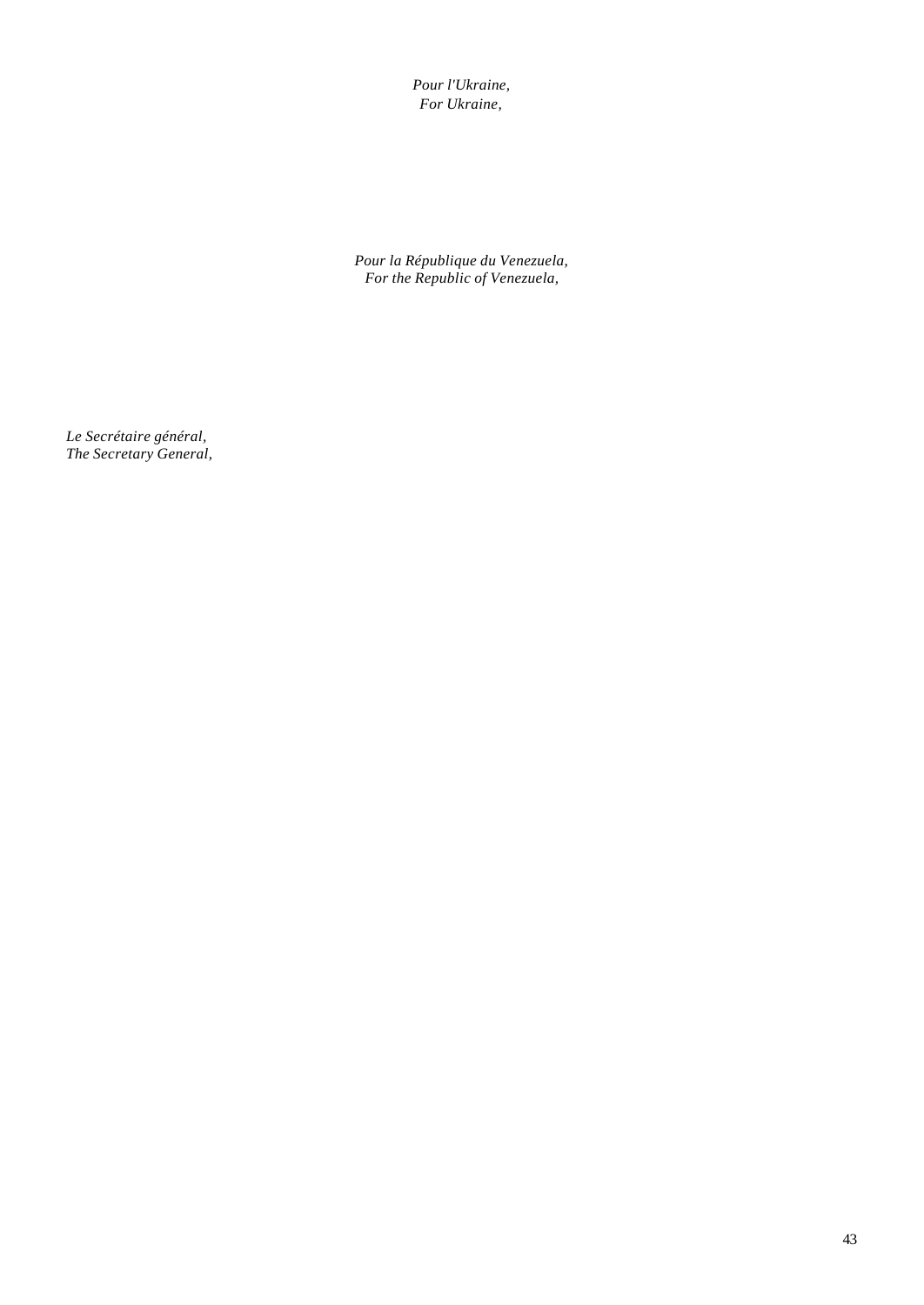*Pour l'Ukraine,*
*For Ukraine,*

*Pour la République du Venezuela,*
*For the Republic of Venezuela,*

*Le Secrétaire général,*
*The Secretary General,*